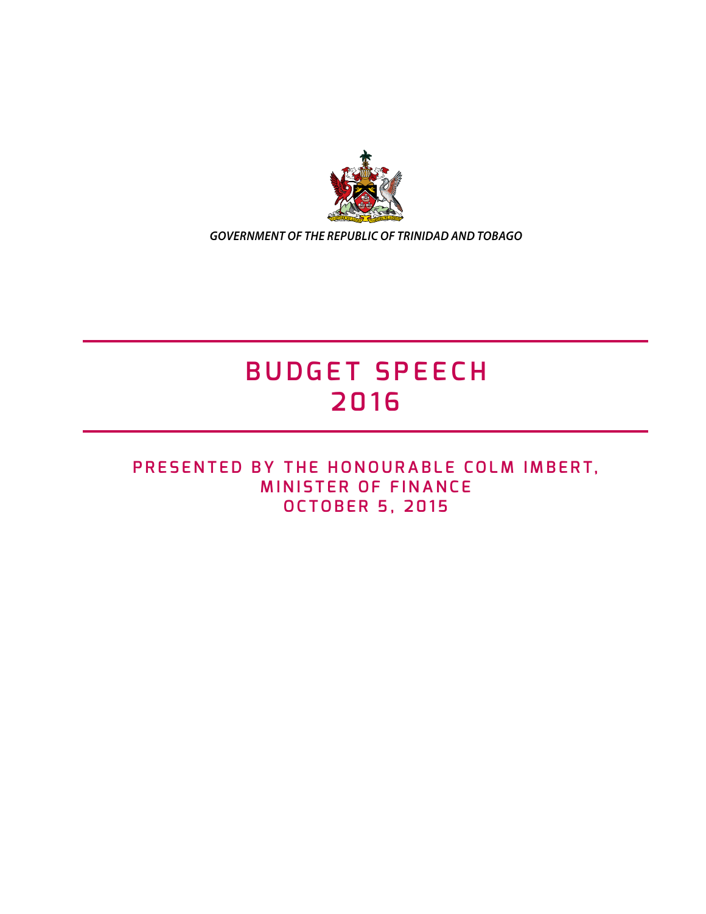GOVERNMENT OF THE REPUBLIC OF TRINIDAD AND TOBAGO

# BUDGET SPEECH 2016

## PRESENTED BY THE HONOURABLE COLM IMBERT, MINISTER OF FINANCE OCTOBER 5, 2015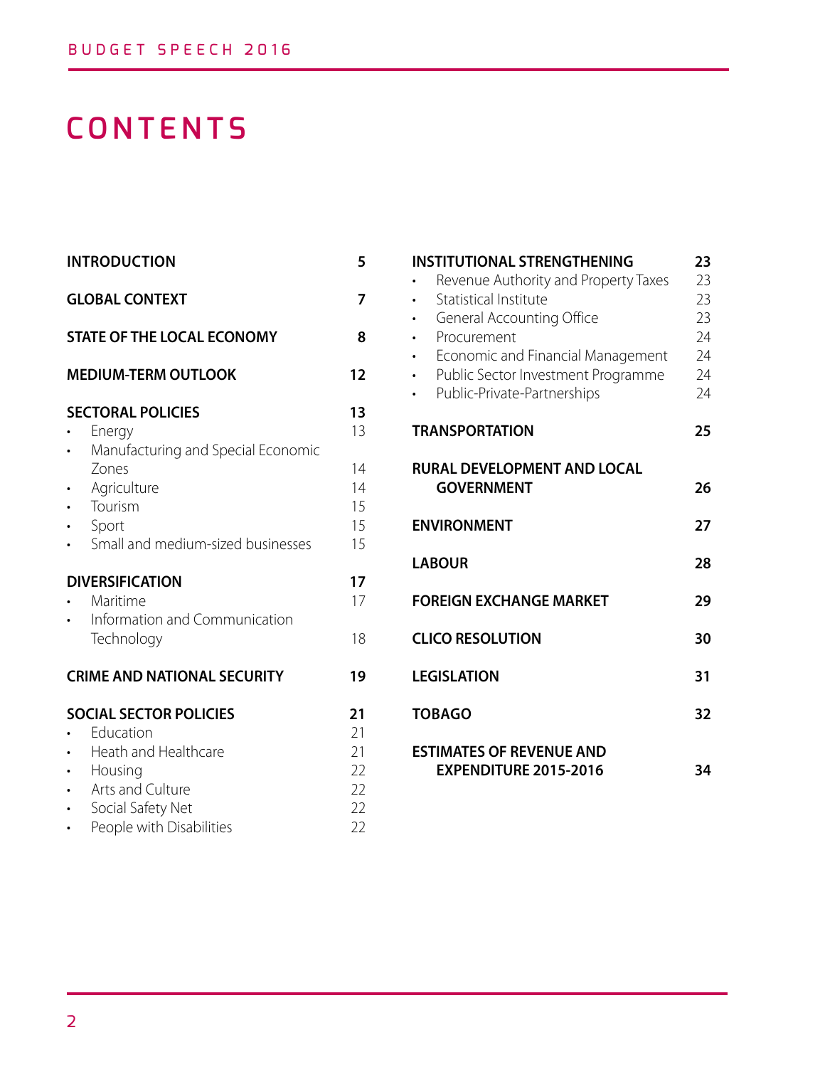# CONTENTS

| | |
|---|---|
| **INTRODUCTION** | **5** |
| **GLOBAL CONTEXT** | **7** |
| **STATE OF THE LOCAL ECONOMY** | **8** |
| **MEDIUM-TERM OUTLOOK** | **12** |
| **SECTORAL POLICIES** | **13** |
| • Energy | 13 |
| • Manufacturing and Special Economic Zones | 14 |
| • Agriculture | 14 |
| • Tourism | 15 |
| • Sport | 15 |
| • Small and medium-sized businesses | 15 |
| **DIVERSIFICATION** | **17** |
| • Maritime | 17 |
| • Information and Communication Technology | 18 |
| **CRIME AND NATIONAL SECURITY** | **19** |
| **SOCIAL SECTOR POLICIES** | **21** |
| • Education | 21 |
| • Heath and Healthcare | 21 |
| • Housing | 22 |
| • Arts and Culture | 22 |
| • Social Safety Net | 22 |
| • People with Disabilities | 22 |
| **INSTITUTIONAL STRENGTHENING** | **23** |
| • Revenue Authority and Property Taxes | 23 |
| • Statistical Institute | 23 |
| • General Accounting Office | 23 |
| • Procurement | 24 |
| • Economic and Financial Management | 24 |
| • Public Sector Investment Programme | 24 |
| • Public-Private-Partnerships | 24 |
| **TRANSPORTATION** | **25** |
| **RURAL DEVELOPMENT AND LOCAL GOVERNMENT** | **26** |
| **ENVIRONMENT** | **27** |
| **LABOUR** | **28** |
| **FOREIGN EXCHANGE MARKET** | **29** |
| **CLICO RESOLUTION** | **30** |
| **LEGISLATION** | **31** |
| **TOBAGO** | **32** |
| **ESTIMATES OF REVENUE AND EXPENDITURE 2015-2016** | **34** |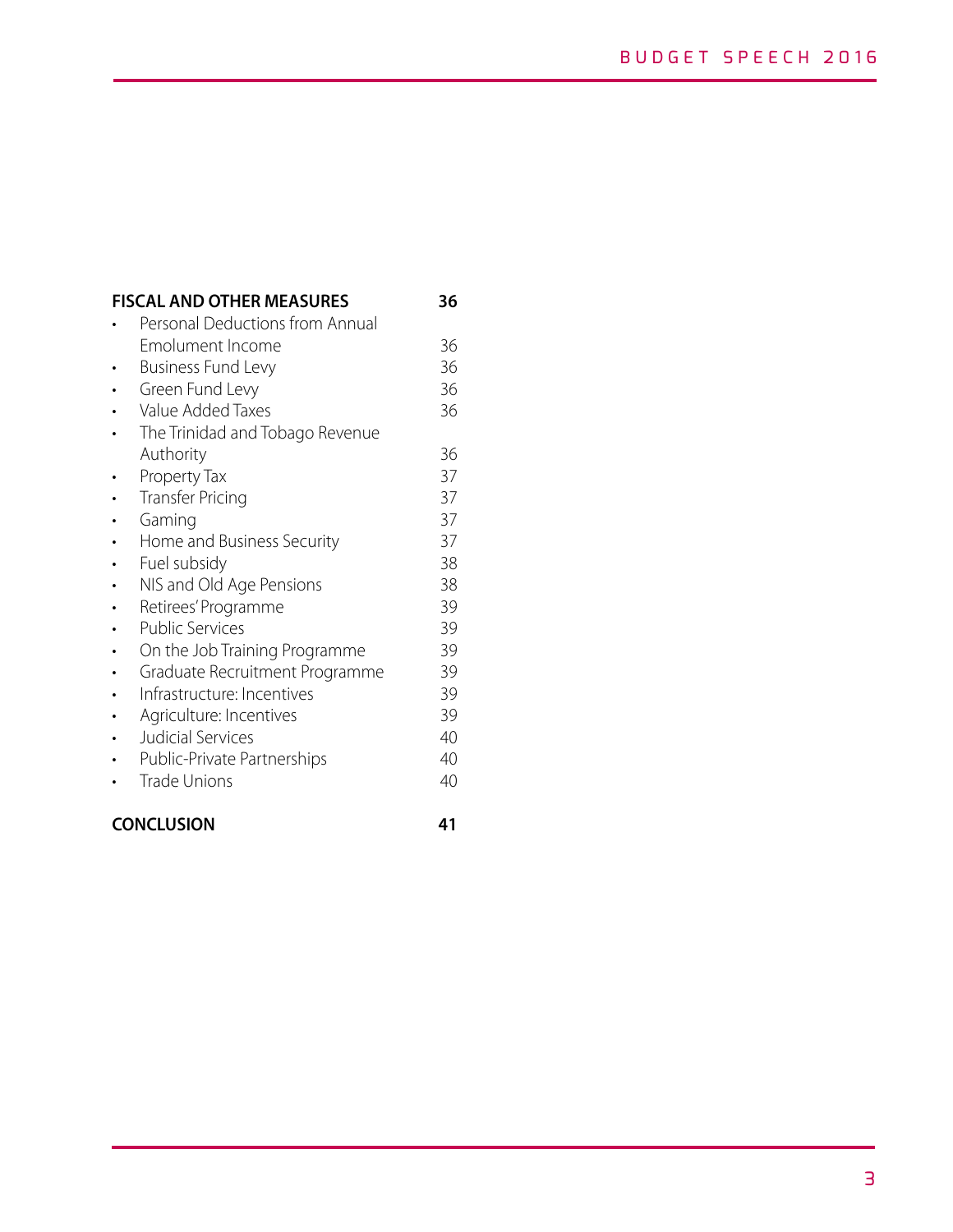| **FISCAL AND OTHER MEASURES** | **36** |
|---|---|
| • Personal Deductions from Annual Emolument Income | 36 |
| • Business Fund Levy | 36 |
| • Green Fund Levy | 36 |
| • Value Added Taxes | 36 |
| • The Trinidad and Tobago Revenue Authority | 36 |
| • Property Tax | 37 |
| • Transfer Pricing | 37 |
| • Gaming | 37 |
| • Home and Business Security | 37 |
| • Fuel subsidy | 38 |
| • NIS and Old Age Pensions | 38 |
| • Retirees' Programme | 39 |
| • Public Services | 39 |
| • On the Job Training Programme | 39 |
| • Graduate Recruitment Programme | 39 |
| • Infrastructure: Incentives | 39 |
| • Agriculture: Incentives | 39 |
| • Judicial Services | 40 |
| • Public-Private Partnerships | 40 |
| • Trade Unions | 40 |
| **CONCLUSION** | **41** |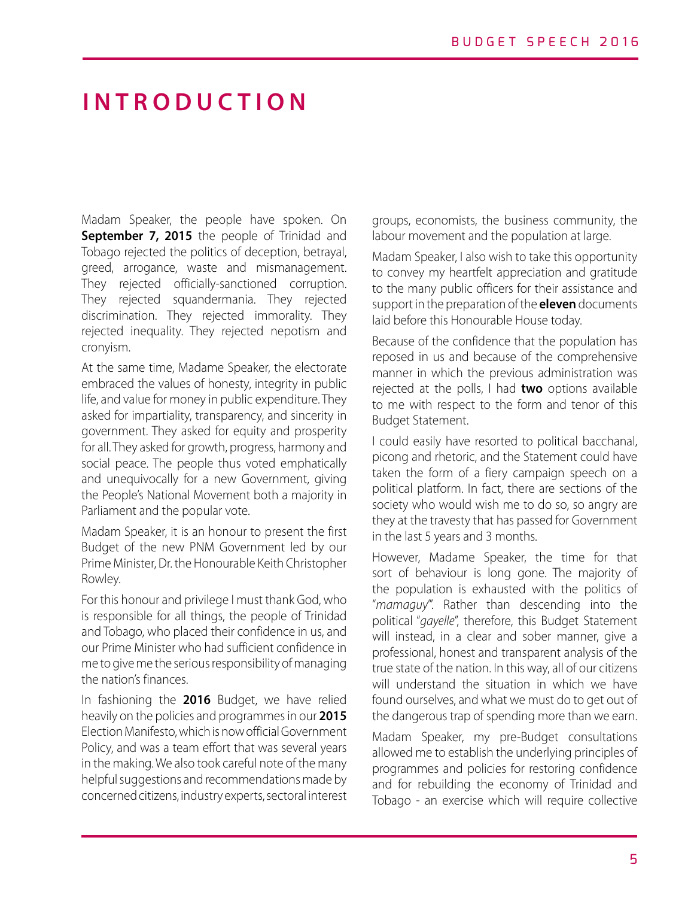# INTRODUCTION

Madam Speaker, the people have spoken. On **September 7, 2015** the people of Trinidad and Tobago rejected the politics of deception, betrayal, greed, arrogance, waste and mismanagement. They rejected officially-sanctioned corruption. They rejected squandermania. They rejected discrimination. They rejected immorality. They rejected inequality. They rejected nepotism and cronyism.

At the same time, Madame Speaker, the electorate embraced the values of honesty, integrity in public life, and value for money in public expenditure. They asked for impartiality, transparency, and sincerity in government. They asked for equity and prosperity for all. They asked for growth, progress, harmony and social peace. The people thus voted emphatically and unequivocally for a new Government, giving the People's National Movement both a majority in Parliament and the popular vote.

Madam Speaker, it is an honour to present the first Budget of the new PNM Government led by our Prime Minister, Dr. the Honourable Keith Christopher Rowley.

For this honour and privilege I must thank God, who is responsible for all things, the people of Trinidad and Tobago, who placed their confidence in us, and our Prime Minister who had sufficient confidence in me to give me the serious responsibility of managing the nation's finances.

In fashioning the **2016** Budget, we have relied heavily on the policies and programmes in our **2015** Election Manifesto, which is now official Government Policy, and was a team effort that was several years in the making. We also took careful note of the many helpful suggestions and recommendations made by concerned citizens, industry experts, sectoral interest groups, economists, the business community, the labour movement and the population at large.

Madam Speaker, I also wish to take this opportunity to convey my heartfelt appreciation and gratitude to the many public officers for their assistance and support in the preparation of the **eleven** documents laid before this Honourable House today.

Because of the confidence that the population has reposed in us and because of the comprehensive manner in which the previous administration was rejected at the polls, I had **two** options available to me with respect to the form and tenor of this Budget Statement.

I could easily have resorted to political bacchanal, picong and rhetoric, and the Statement could have taken the form of a fiery campaign speech on a political platform. In fact, there are sections of the society who would wish me to do so, so angry are they at the travesty that has passed for Government in the last 5 years and 3 months.

However, Madame Speaker, the time for that sort of behaviour is long gone. The majority of the population is exhausted with the politics of "*mamaguy*". Rather than descending into the political "*gayelle*", therefore, this Budget Statement will instead, in a clear and sober manner, give a professional, honest and transparent analysis of the true state of the nation. In this way, all of our citizens will understand the situation in which we have found ourselves, and what we must do to get out of the dangerous trap of spending more than we earn.

Madam Speaker, my pre-Budget consultations allowed me to establish the underlying principles of programmes and policies for restoring confidence and for rebuilding the economy of Trinidad and Tobago - an exercise which will require collective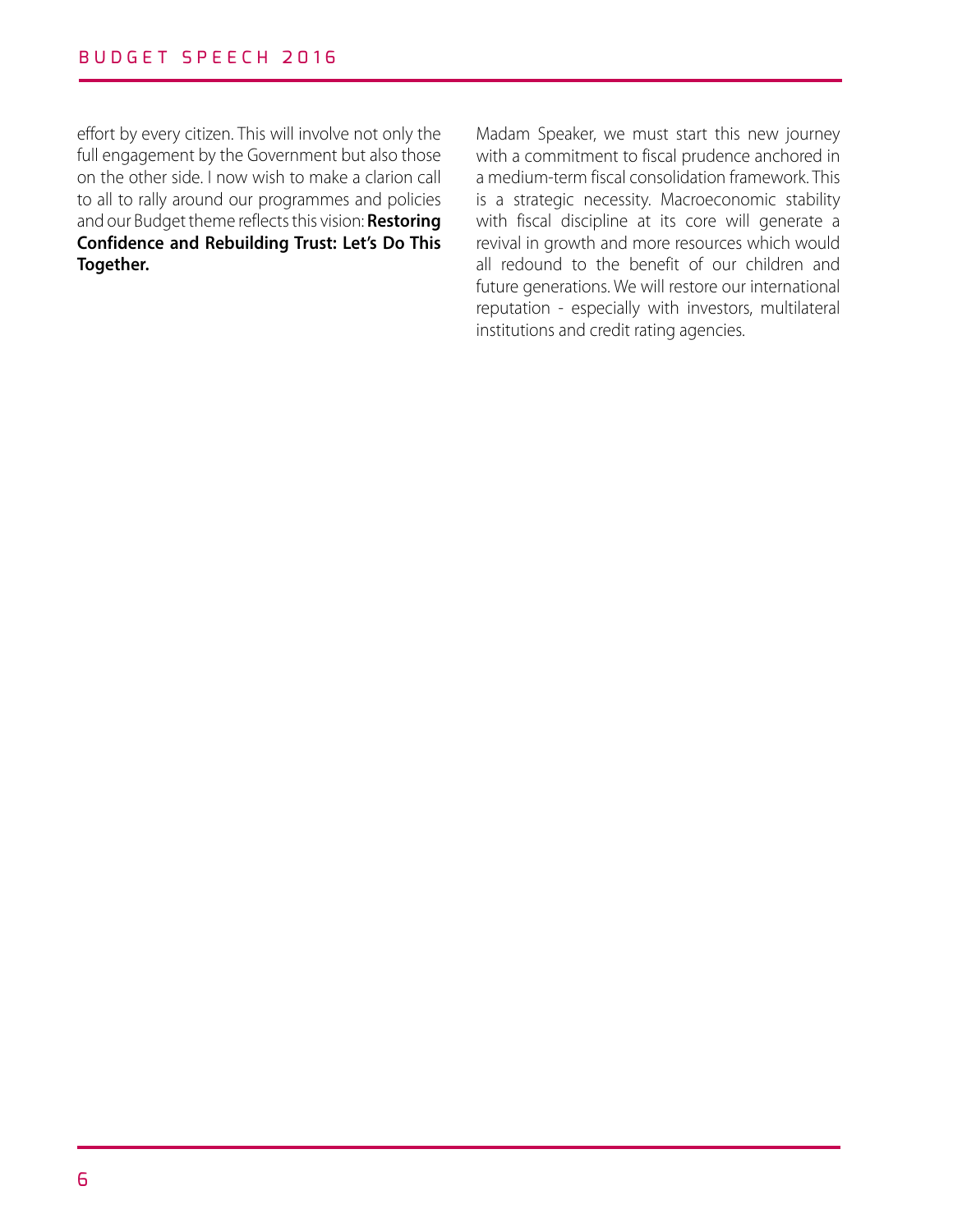effort by every citizen. This will involve not only the full engagement by the Government but also those on the other side. I now wish to make a clarion call to all to rally around our programmes and policies and our Budget theme reflects this vision: **Restoring Confidence and Rebuilding Trust: Let's Do This Together.**

Madam Speaker, we must start this new journey with a commitment to fiscal prudence anchored in a medium-term fiscal consolidation framework. This is a strategic necessity. Macroeconomic stability with fiscal discipline at its core will generate a revival in growth and more resources which would all redound to the benefit of our children and future generations. We will restore our international reputation - especially with investors, multilateral institutions and credit rating agencies.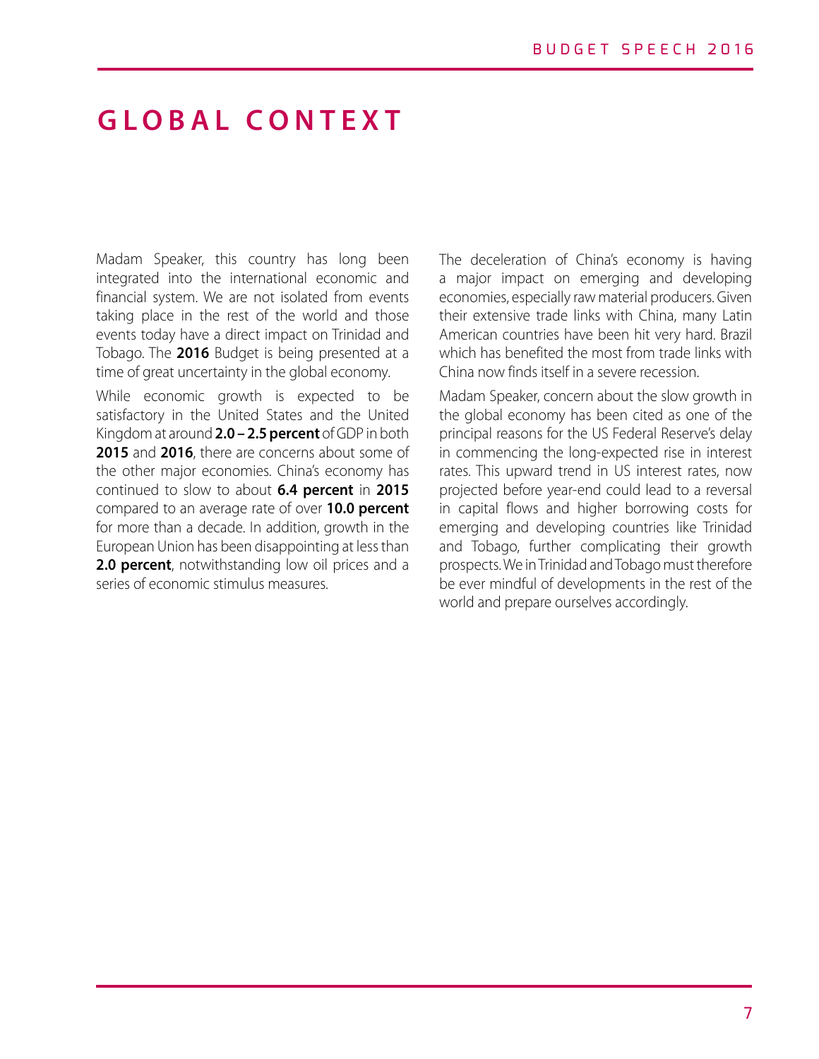# GLOBAL CONTEXT

Madam Speaker, this country has long been integrated into the international economic and financial system. We are not isolated from events taking place in the rest of the world and those events today have a direct impact on Trinidad and Tobago. The **2016** Budget is being presented at a time of great uncertainty in the global economy.

While economic growth is expected to be satisfactory in the United States and the United Kingdom at around **2.0 – 2.5 percent** of GDP in both **2015** and **2016**, there are concerns about some of the other major economies. China's economy has continued to slow to about **6.4 percent** in **2015** compared to an average rate of over **10.0 percent** for more than a decade. In addition, growth in the European Union has been disappointing at less than **2.0 percent**, notwithstanding low oil prices and a series of economic stimulus measures.

The deceleration of China's economy is having a major impact on emerging and developing economies, especially raw material producers. Given their extensive trade links with China, many Latin American countries have been hit very hard. Brazil which has benefited the most from trade links with China now finds itself in a severe recession.

Madam Speaker, concern about the slow growth in the global economy has been cited as one of the principal reasons for the US Federal Reserve's delay in commencing the long-expected rise in interest rates. This upward trend in US interest rates, now projected before year-end could lead to a reversal in capital flows and higher borrowing costs for emerging and developing countries like Trinidad and Tobago, further complicating their growth prospects. We in Trinidad and Tobago must therefore be ever mindful of developments in the rest of the world and prepare ourselves accordingly.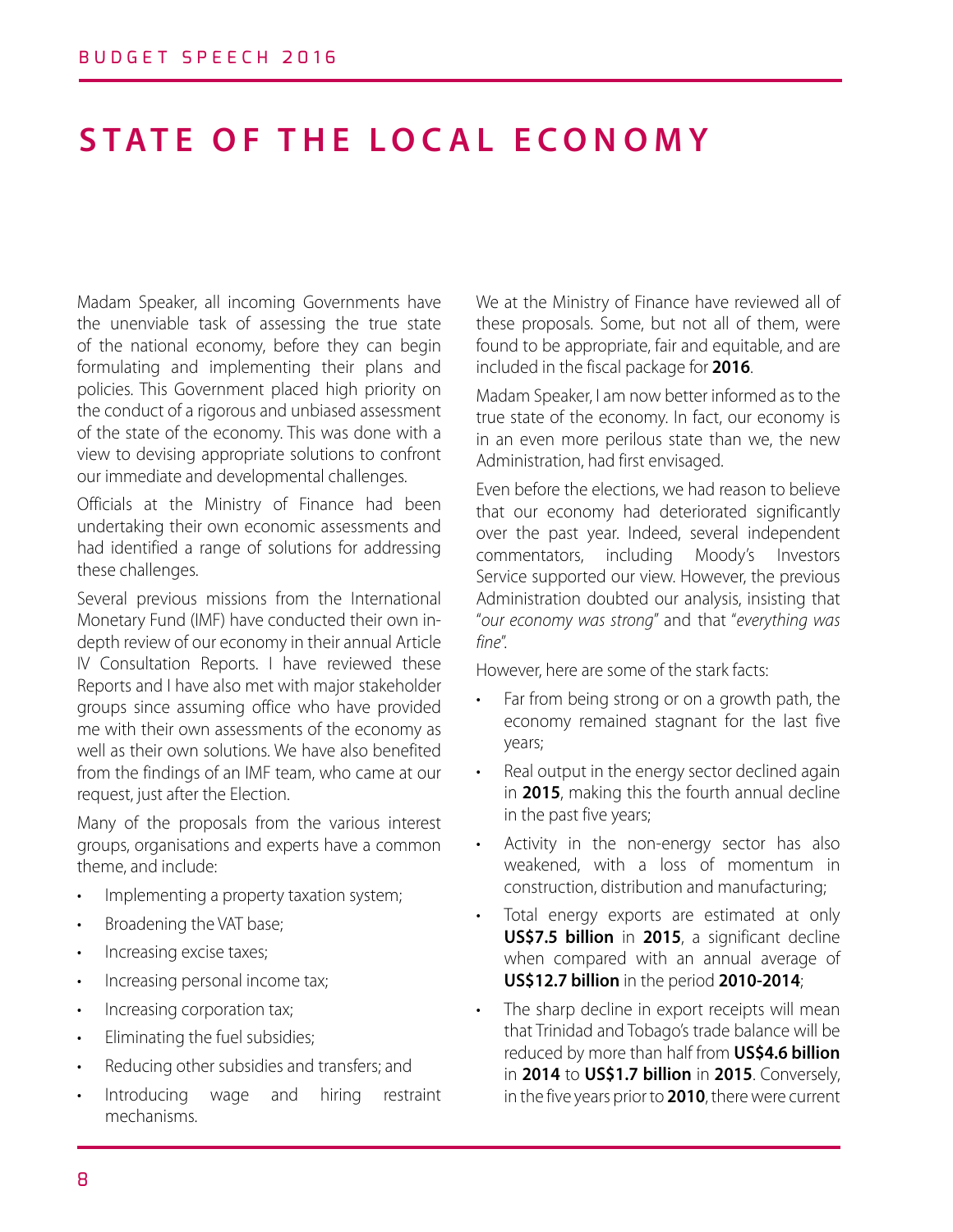# STATE OF THE LOCAL ECONOMY

Madam Speaker, all incoming Governments have the unenviable task of assessing the true state of the national economy, before they can begin formulating and implementing their plans and policies. This Government placed high priority on the conduct of a rigorous and unbiased assessment of the state of the economy. This was done with a view to devising appropriate solutions to confront our immediate and developmental challenges.

Officials at the Ministry of Finance had been undertaking their own economic assessments and had identified a range of solutions for addressing these challenges.

Several previous missions from the International Monetary Fund (IMF) have conducted their own in-depth review of our economy in their annual Article IV Consultation Reports. I have reviewed these Reports and I have also met with major stakeholder groups since assuming office who have provided me with their own assessments of the economy as well as their own solutions. We have also benefited from the findings of an IMF team, who came at our request, just after the Election.

Many of the proposals from the various interest groups, organisations and experts have a common theme, and include:

- Implementing a property taxation system;
- Broadening the VAT base;
- Increasing excise taxes;
- Increasing personal income tax;
- Increasing corporation tax;
- Eliminating the fuel subsidies;
- Reducing other subsidies and transfers; and
- Introducing wage and hiring restraint mechanisms.

We at the Ministry of Finance have reviewed all of these proposals. Some, but not all of them, were found to be appropriate, fair and equitable, and are included in the fiscal package for **2016**.

Madam Speaker, I am now better informed as to the true state of the economy. In fact, our economy is in an even more perilous state than we, the new Administration, had first envisaged.

Even before the elections, we had reason to believe that our economy had deteriorated significantly over the past year. Indeed, several independent commentators, including Moody's Investors Service supported our view. However, the previous Administration doubted our analysis, insisting that "*our economy was strong*" and that "*everything was fine*".

However, here are some of the stark facts:

- Far from being strong or on a growth path, the economy remained stagnant for the last five years;
- Real output in the energy sector declined again in **2015**, making this the fourth annual decline in the past five years;
- Activity in the non-energy sector has also weakened, with a loss of momentum in construction, distribution and manufacturing;
- Total energy exports are estimated at only **US$7.5 billion** in **2015**, a significant decline when compared with an annual average of **US$12.7 billion** in the period **2010-2014**;
- The sharp decline in export receipts will mean that Trinidad and Tobago's trade balance will be reduced by more than half from **US$4.6 billion** in **2014** to **US$1.7 billion** in **2015**. Conversely, in the five years prior to **2010**, there were current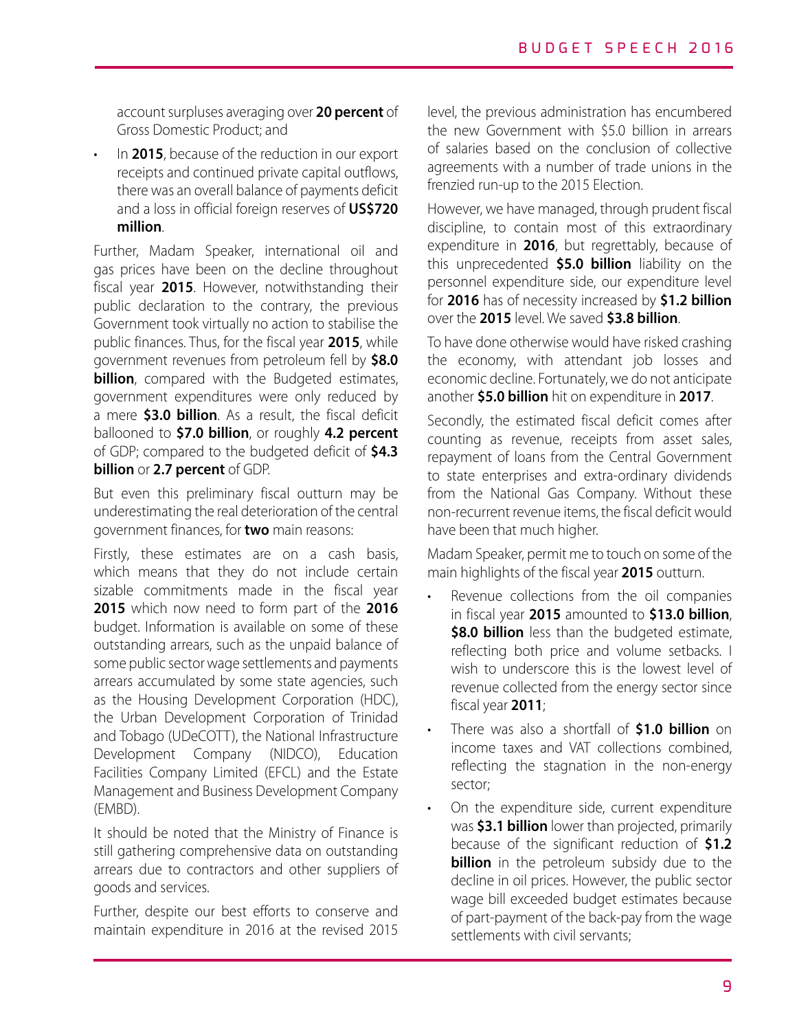account surpluses averaging over **20 percent** of Gross Domestic Product; and

- In **2015**, because of the reduction in our export receipts and continued private capital outflows, there was an overall balance of payments deficit and a loss in official foreign reserves of **US$720 million**.

Further, Madam Speaker, international oil and gas prices have been on the decline throughout fiscal year **2015**. However, notwithstanding their public declaration to the contrary, the previous Government took virtually no action to stabilise the public finances. Thus, for the fiscal year **2015**, while government revenues from petroleum fell by **$8.0 billion**, compared with the Budgeted estimates, government expenditures were only reduced by a mere **$3.0 billion**. As a result, the fiscal deficit ballooned to **$7.0 billion**, or roughly **4.2 percent** of GDP; compared to the budgeted deficit of **$4.3 billion** or **2.7 percent** of GDP.

But even this preliminary fiscal outturn may be underestimating the real deterioration of the central government finances, for **two** main reasons:

Firstly, these estimates are on a cash basis, which means that they do not include certain sizable commitments made in the fiscal year **2015** which now need to form part of the **2016** budget. Information is available on some of these outstanding arrears, such as the unpaid balance of some public sector wage settlements and payments arrears accumulated by some state agencies, such as the Housing Development Corporation (HDC), the Urban Development Corporation of Trinidad and Tobago (UDeCOTT), the National Infrastructure Development Company (NIDCO), Education Facilities Company Limited (EFCL) and the Estate Management and Business Development Company (EMBD).

It should be noted that the Ministry of Finance is still gathering comprehensive data on outstanding arrears due to contractors and other suppliers of goods and services.

Further, despite our best efforts to conserve and maintain expenditure in 2016 at the revised 2015 level, the previous administration has encumbered the new Government with $5.0 billion in arrears of salaries based on the conclusion of collective agreements with a number of trade unions in the frenzied run-up to the 2015 Election.

However, we have managed, through prudent fiscal discipline, to contain most of this extraordinary expenditure in **2016**, but regrettably, because of this unprecedented **$5.0 billion** liability on the personnel expenditure side, our expenditure level for **2016** has of necessity increased by **$1.2 billion** over the **2015** level. We saved **$3.8 billion**.

To have done otherwise would have risked crashing the economy, with attendant job losses and economic decline. Fortunately, we do not anticipate another **$5.0 billion** hit on expenditure in **2017**.

Secondly, the estimated fiscal deficit comes after counting as revenue, receipts from asset sales, repayment of loans from the Central Government to state enterprises and extra-ordinary dividends from the National Gas Company. Without these non-recurrent revenue items, the fiscal deficit would have been that much higher.

Madam Speaker, permit me to touch on some of the main highlights of the fiscal year **2015** outturn.

- Revenue collections from the oil companies in fiscal year **2015** amounted to **$13.0 billion**, **$8.0 billion** less than the budgeted estimate, reflecting both price and volume setbacks. I wish to underscore this is the lowest level of revenue collected from the energy sector since fiscal year **2011**;
- There was also a shortfall of **$1.0 billion** on income taxes and VAT collections combined, reflecting the stagnation in the non-energy sector;
- On the expenditure side, current expenditure was **$3.1 billion** lower than projected, primarily because of the significant reduction of **$1.2 billion** in the petroleum subsidy due to the decline in oil prices. However, the public sector wage bill exceeded budget estimates because of part-payment of the back-pay from the wage settlements with civil servants;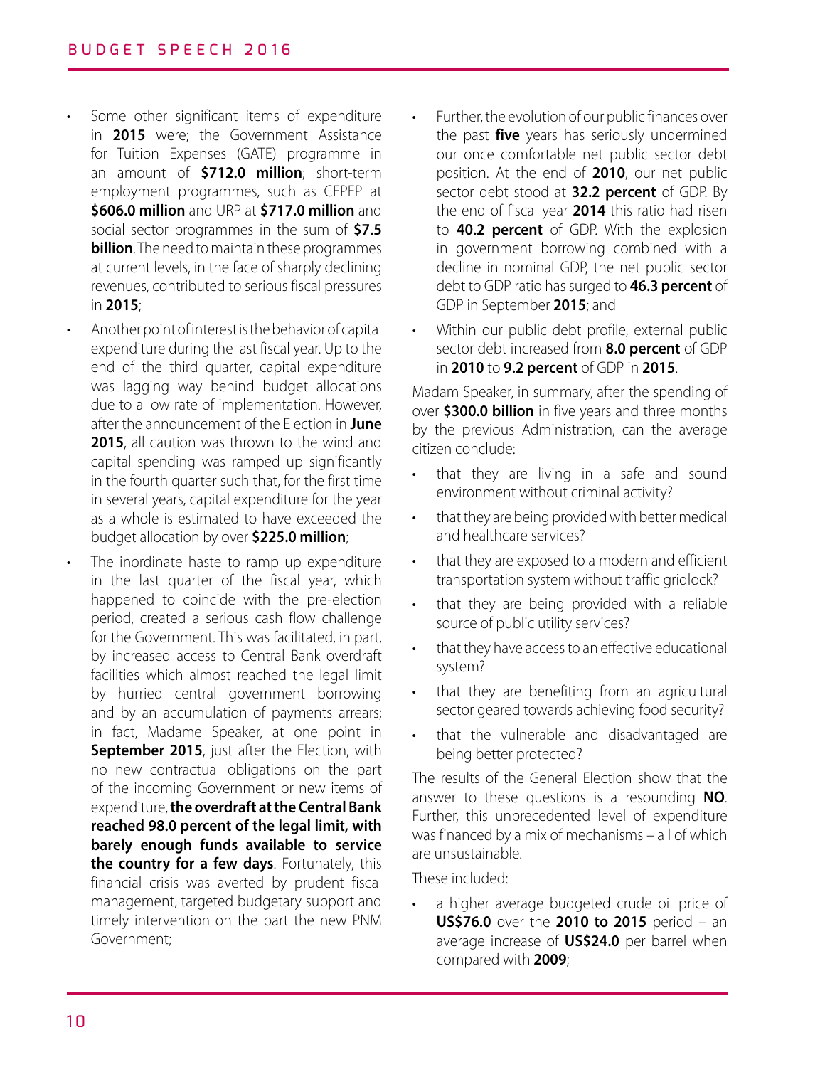- Some other significant items of expenditure in **2015** were; the Government Assistance for Tuition Expenses (GATE) programme in an amount of **$712.0 million**; short-term employment programmes, such as CEPEP at **$606.0 million** and URP at **$717.0 million** and social sector programmes in the sum of **$7.5 billion**. The need to maintain these programmes at current levels, in the face of sharply declining revenues, contributed to serious fiscal pressures in **2015**;
- Another point of interest is the behavior of capital expenditure during the last fiscal year. Up to the end of the third quarter, capital expenditure was lagging way behind budget allocations due to a low rate of implementation. However, after the announcement of the Election in **June 2015**, all caution was thrown to the wind and capital spending was ramped up significantly in the fourth quarter such that, for the first time in several years, capital expenditure for the year as a whole is estimated to have exceeded the budget allocation by over **$225.0 million**;
- The inordinate haste to ramp up expenditure in the last quarter of the fiscal year, which happened to coincide with the pre-election period, created a serious cash flow challenge for the Government. This was facilitated, in part, by increased access to Central Bank overdraft facilities which almost reached the legal limit by hurried central government borrowing and by an accumulation of payments arrears; in fact, Madame Speaker, at one point in **September 2015**, just after the Election, with no new contractual obligations on the part of the incoming Government or new items of expenditure, **the overdraft at the Central Bank reached 98.0 percent of the legal limit, with barely enough funds available to service the country for a few days**. Fortunately, this financial crisis was averted by prudent fiscal management, targeted budgetary support and timely intervention on the part the new PNM Government;
- Further, the evolution of our public finances over the past **five** years has seriously undermined our once comfortable net public sector debt position. At the end of **2010**, our net public sector debt stood at **32.2 percent** of GDP. By the end of fiscal year **2014** this ratio had risen to **40.2 percent** of GDP. With the explosion in government borrowing combined with a decline in nominal GDP, the net public sector debt to GDP ratio has surged to **46.3 percent** of GDP in September **2015**; and
- Within our public debt profile, external public sector debt increased from **8.0 percent** of GDP in **2010** to **9.2 percent** of GDP in **2015**.

Madam Speaker, in summary, after the spending of over **$300.0 billion** in five years and three months by the previous Administration, can the average citizen conclude:

- that they are living in a safe and sound environment without criminal activity?
- that they are being provided with better medical and healthcare services?
- that they are exposed to a modern and efficient transportation system without traffic gridlock?
- that they are being provided with a reliable source of public utility services?
- that they have access to an effective educational system?
- that they are benefiting from an agricultural sector geared towards achieving food security?
- that the vulnerable and disadvantaged are being better protected?

The results of the General Election show that the answer to these questions is a resounding **NO**. Further, this unprecedented level of expenditure was financed by a mix of mechanisms – all of which are unsustainable.

These included:

- a higher average budgeted crude oil price of **US$76.0** over the **2010 to 2015** period – an average increase of **US$24.0** per barrel when compared with **2009**;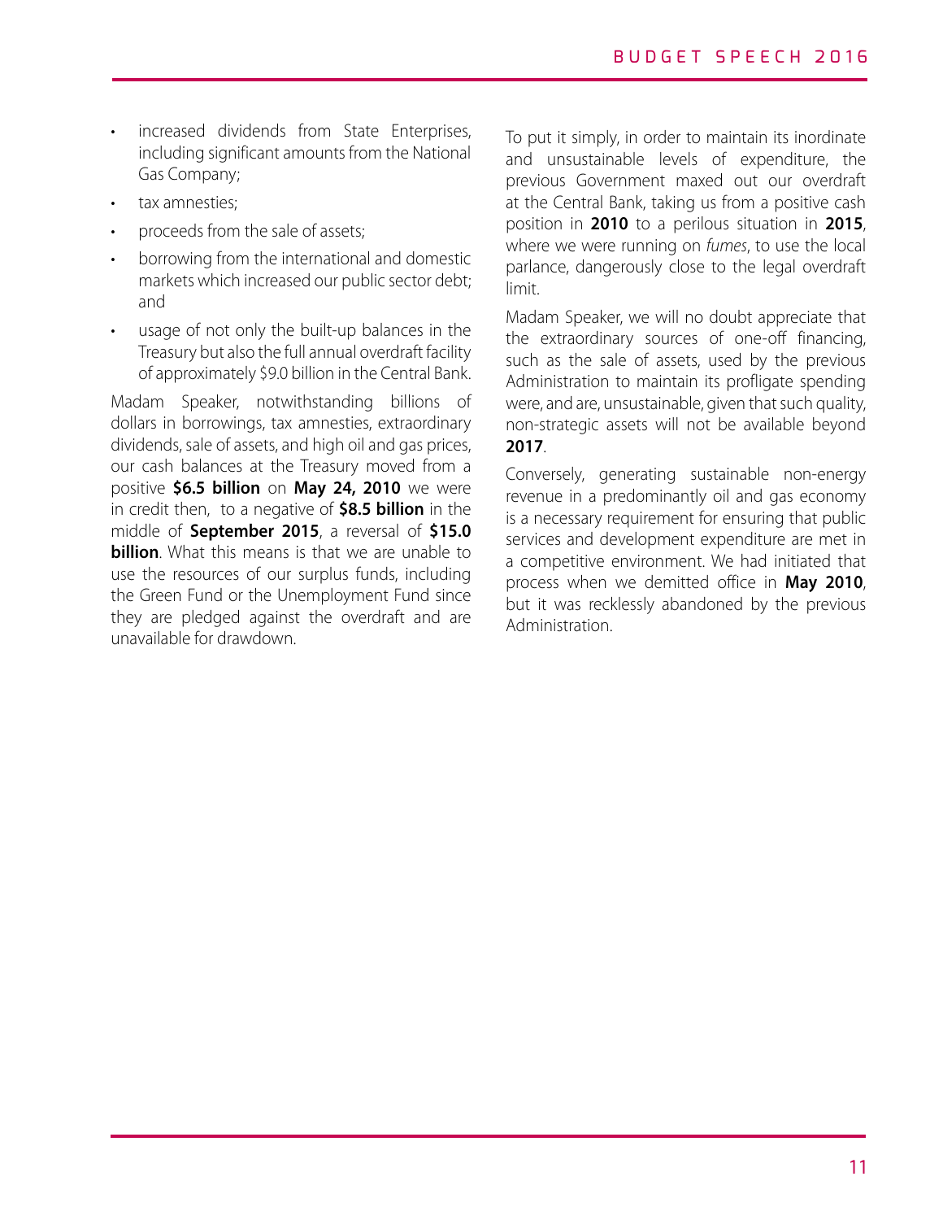- increased dividends from State Enterprises, including significant amounts from the National Gas Company;
- tax amnesties;
- proceeds from the sale of assets;
- borrowing from the international and domestic markets which increased our public sector debt; and
- usage of not only the built-up balances in the Treasury but also the full annual overdraft facility of approximately $9.0 billion in the Central Bank.

Madam Speaker, notwithstanding billions of dollars in borrowings, tax amnesties, extraordinary dividends, sale of assets, and high oil and gas prices, our cash balances at the Treasury moved from a positive **$6.5 billion** on **May 24, 2010** we were in credit then, to a negative of **$8.5 billion** in the middle of **September 2015**, a reversal of **$15.0 billion**. What this means is that we are unable to use the resources of our surplus funds, including the Green Fund or the Unemployment Fund since they are pledged against the overdraft and are unavailable for drawdown.

To put it simply, in order to maintain its inordinate and unsustainable levels of expenditure, the previous Government maxed out our overdraft at the Central Bank, taking us from a positive cash position in **2010** to a perilous situation in **2015**, where we were running on *fumes*, to use the local parlance, dangerously close to the legal overdraft limit.

Madam Speaker, we will no doubt appreciate that the extraordinary sources of one-off financing, such as the sale of assets, used by the previous Administration to maintain its profligate spending were, and are, unsustainable, given that such quality, non-strategic assets will not be available beyond **2017**.

Conversely, generating sustainable non-energy revenue in a predominantly oil and gas economy is a necessary requirement for ensuring that public services and development expenditure are met in a competitive environment. We had initiated that process when we demitted office in **May 2010**, but it was recklessly abandoned by the previous Administration.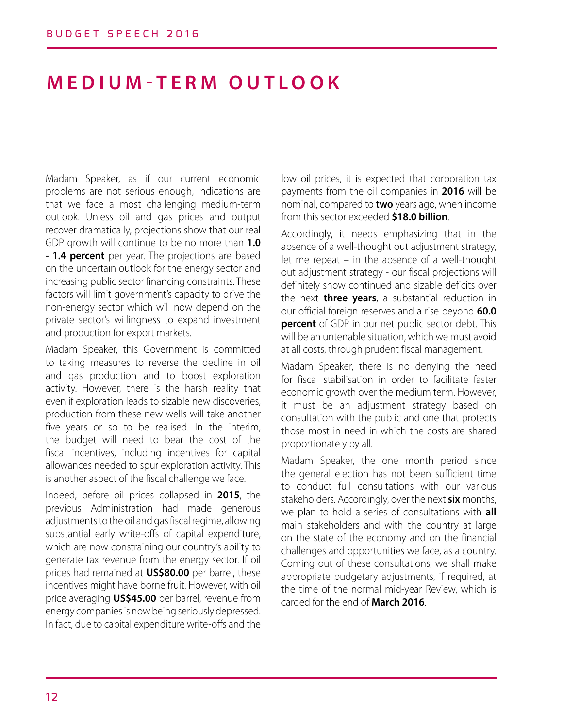# MEDIUM-TERM OUTLOOK

Madam Speaker, as if our current economic problems are not serious enough, indications are that we face a most challenging medium-term outlook. Unless oil and gas prices and output recover dramatically, projections show that our real GDP growth will continue to be no more than **1.0 - 1.4 percent** per year. The projections are based on the uncertain outlook for the energy sector and increasing public sector financing constraints. These factors will limit government's capacity to drive the non-energy sector which will now depend on the private sector's willingness to expand investment and production for export markets.

Madam Speaker, this Government is committed to taking measures to reverse the decline in oil and gas production and to boost exploration activity. However, there is the harsh reality that even if exploration leads to sizable new discoveries, production from these new wells will take another five years or so to be realised. In the interim, the budget will need to bear the cost of the fiscal incentives, including incentives for capital allowances needed to spur exploration activity. This is another aspect of the fiscal challenge we face.

Indeed, before oil prices collapsed in **2015**, the previous Administration had made generous adjustments to the oil and gas fiscal regime, allowing substantial early write-offs of capital expenditure, which are now constraining our country's ability to generate tax revenue from the energy sector. If oil prices had remained at **US$80.00** per barrel, these incentives might have borne fruit. However, with oil price averaging **US$45.00** per barrel, revenue from energy companies is now being seriously depressed. In fact, due to capital expenditure write-offs and the low oil prices, it is expected that corporation tax payments from the oil companies in **2016** will be nominal, compared to **two** years ago, when income from this sector exceeded **$18.0 billion**.

Accordingly, it needs emphasizing that in the absence of a well-thought out adjustment strategy, let me repeat – in the absence of a well-thought out adjustment strategy - our fiscal projections will definitely show continued and sizable deficits over the next **three years**, a substantial reduction in our official foreign reserves and a rise beyond **60.0 percent** of GDP in our net public sector debt. This will be an untenable situation, which we must avoid at all costs, through prudent fiscal management.

Madam Speaker, there is no denying the need for fiscal stabilisation in order to facilitate faster economic growth over the medium term. However, it must be an adjustment strategy based on consultation with the public and one that protects those most in need in which the costs are shared proportionately by all.

Madam Speaker, the one month period since the general election has not been sufficient time to conduct full consultations with our various stakeholders. Accordingly, over the next **six** months, we plan to hold a series of consultations with **all** main stakeholders and with the country at large on the state of the economy and on the financial challenges and opportunities we face, as a country. Coming out of these consultations, we shall make appropriate budgetary adjustments, if required, at the time of the normal mid-year Review, which is carded for the end of **March 2016**.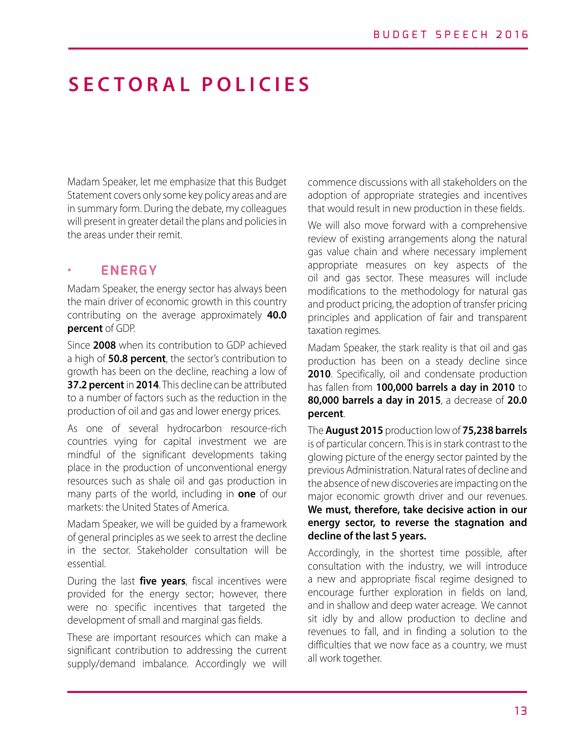# SECTORAL POLICIES

Madam Speaker, let me emphasize that this Budget Statement covers only some key policy areas and are in summary form. During the debate, my colleagues will present in greater detail the plans and policies in the areas under their remit.

## ENERGY

Madam Speaker, the energy sector has always been the main driver of economic growth in this country contributing on the average approximately **40.0 percent** of GDP.

Since **2008** when its contribution to GDP achieved a high of **50.8 percent**, the sector's contribution to growth has been on the decline, reaching a low of **37.2 percent** in **2014**. This decline can be attributed to a number of factors such as the reduction in the production of oil and gas and lower energy prices.

As one of several hydrocarbon resource-rich countries vying for capital investment we are mindful of the significant developments taking place in the production of unconventional energy resources such as shale oil and gas production in many parts of the world, including in **one** of our markets: the United States of America.

Madam Speaker, we will be guided by a framework of general principles as we seek to arrest the decline in the sector. Stakeholder consultation will be essential.

During the last **five years**, fiscal incentives were provided for the energy sector; however, there were no specific incentives that targeted the development of small and marginal gas fields.

These are important resources which can make a significant contribution to addressing the current supply/demand imbalance. Accordingly we will commence discussions with all stakeholders on the adoption of appropriate strategies and incentives that would result in new production in these fields.

We will also move forward with a comprehensive review of existing arrangements along the natural gas value chain and where necessary implement appropriate measures on key aspects of the oil and gas sector. These measures will include modifications to the methodology for natural gas and product pricing, the adoption of transfer pricing principles and application of fair and transparent taxation regimes.

Madam Speaker, the stark reality is that oil and gas production has been on a steady decline since **2010**. Specifically, oil and condensate production has fallen from **100,000 barrels a day in 2010** to **80,000 barrels a day in 2015**, a decrease of **20.0 percent**.

The **August 2015** production low of **75,238 barrels** is of particular concern. This is in stark contrast to the glowing picture of the energy sector painted by the previous Administration. Natural rates of decline and the absence of new discoveries are impacting on the major economic growth driver and our revenues. **We must, therefore, take decisive action in our energy sector, to reverse the stagnation and decline of the last 5 years.**

Accordingly, in the shortest time possible, after consultation with the industry, we will introduce a new and appropriate fiscal regime designed to encourage further exploration in fields on land, and in shallow and deep water acreage. We cannot sit idly by and allow production to decline and revenues to fall, and in finding a solution to the difficulties that we now face as a country, we must all work together.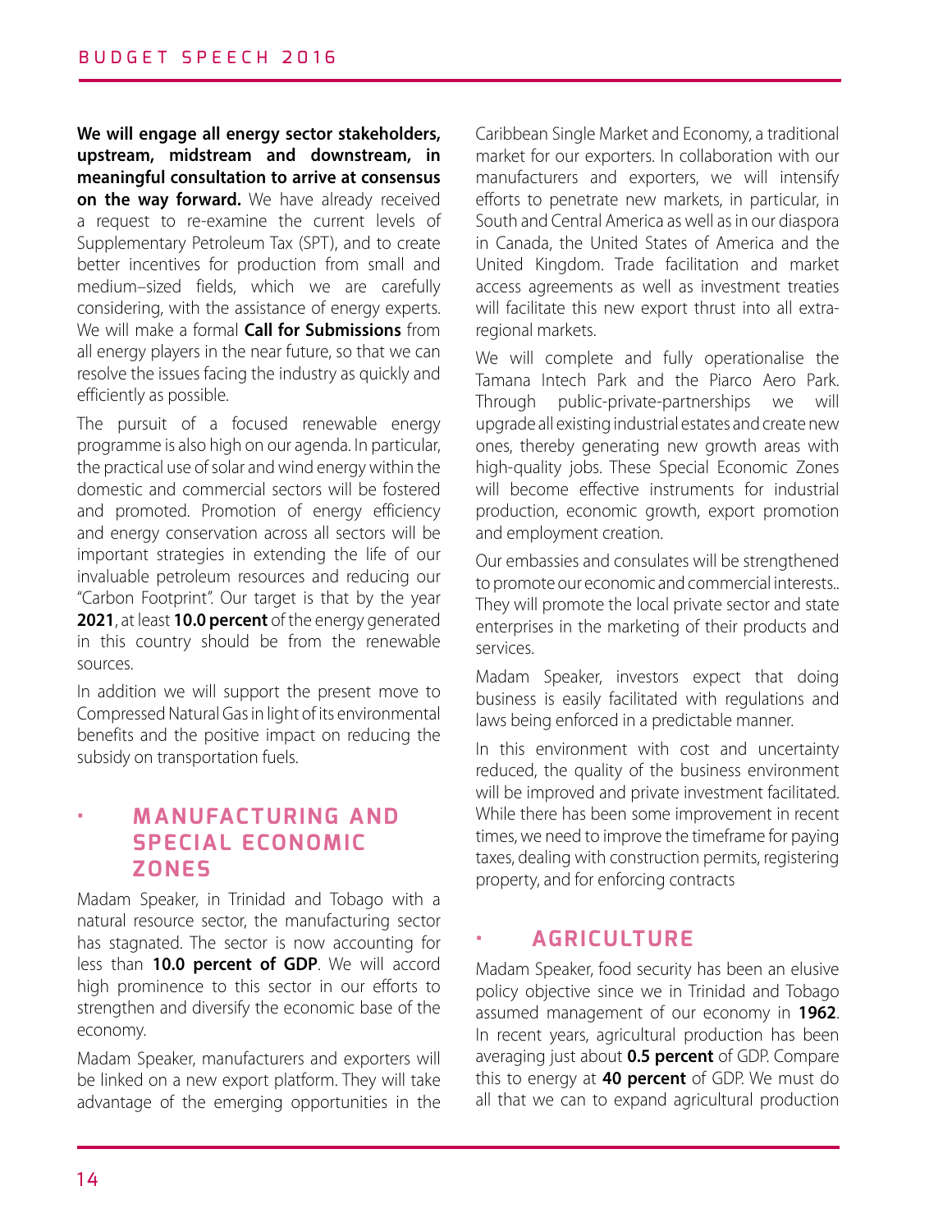**We will engage all energy sector stakeholders, upstream, midstream and downstream, in meaningful consultation to arrive at consensus on the way forward.** We have already received a request to re-examine the current levels of Supplementary Petroleum Tax (SPT), and to create better incentives for production from small and medium–sized fields, which we are carefully considering, with the assistance of energy experts. We will make a formal **Call for Submissions** from all energy players in the near future, so that we can resolve the issues facing the industry as quickly and efficiently as possible.

The pursuit of a focused renewable energy programme is also high on our agenda. In particular, the practical use of solar and wind energy within the domestic and commercial sectors will be fostered and promoted. Promotion of energy efficiency and energy conservation across all sectors will be important strategies in extending the life of our invaluable petroleum resources and reducing our "Carbon Footprint". Our target is that by the year **2021**, at least **10.0 percent** of the energy generated in this country should be from the renewable sources.

In addition we will support the present move to Compressed Natural Gas in light of its environmental benefits and the positive impact on reducing the subsidy on transportation fuels.

## • MANUFACTURING AND SPECIAL ECONOMIC ZONES

Madam Speaker, in Trinidad and Tobago with a natural resource sector, the manufacturing sector has stagnated. The sector is now accounting for less than **10.0 percent of GDP**. We will accord high prominence to this sector in our efforts to strengthen and diversify the economic base of the economy.

Madam Speaker, manufacturers and exporters will be linked on a new export platform. They will take advantage of the emerging opportunities in the Caribbean Single Market and Economy, a traditional market for our exporters. In collaboration with our manufacturers and exporters, we will intensify efforts to penetrate new markets, in particular, in South and Central America as well as in our diaspora in Canada, the United States of America and the United Kingdom. Trade facilitation and market access agreements as well as investment treaties will facilitate this new export thrust into all extra-regional markets.

We will complete and fully operationalise the Tamana Intech Park and the Piarco Aero Park. Through public-private-partnerships we will upgrade all existing industrial estates and create new ones, thereby generating new growth areas with high-quality jobs. These Special Economic Zones will become effective instruments for industrial production, economic growth, export promotion and employment creation.

Our embassies and consulates will be strengthened to promote our economic and commercial interests.. They will promote the local private sector and state enterprises in the marketing of their products and services.

Madam Speaker, investors expect that doing business is easily facilitated with regulations and laws being enforced in a predictable manner.

In this environment with cost and uncertainty reduced, the quality of the business environment will be improved and private investment facilitated. While there has been some improvement in recent times, we need to improve the timeframe for paying taxes, dealing with construction permits, registering property, and for enforcing contracts

## • AGRICULTURE

Madam Speaker, food security has been an elusive policy objective since we in Trinidad and Tobago assumed management of our economy in **1962**. In recent years, agricultural production has been averaging just about **0.5 percent** of GDP. Compare this to energy at **40 percent** of GDP. We must do all that we can to expand agricultural production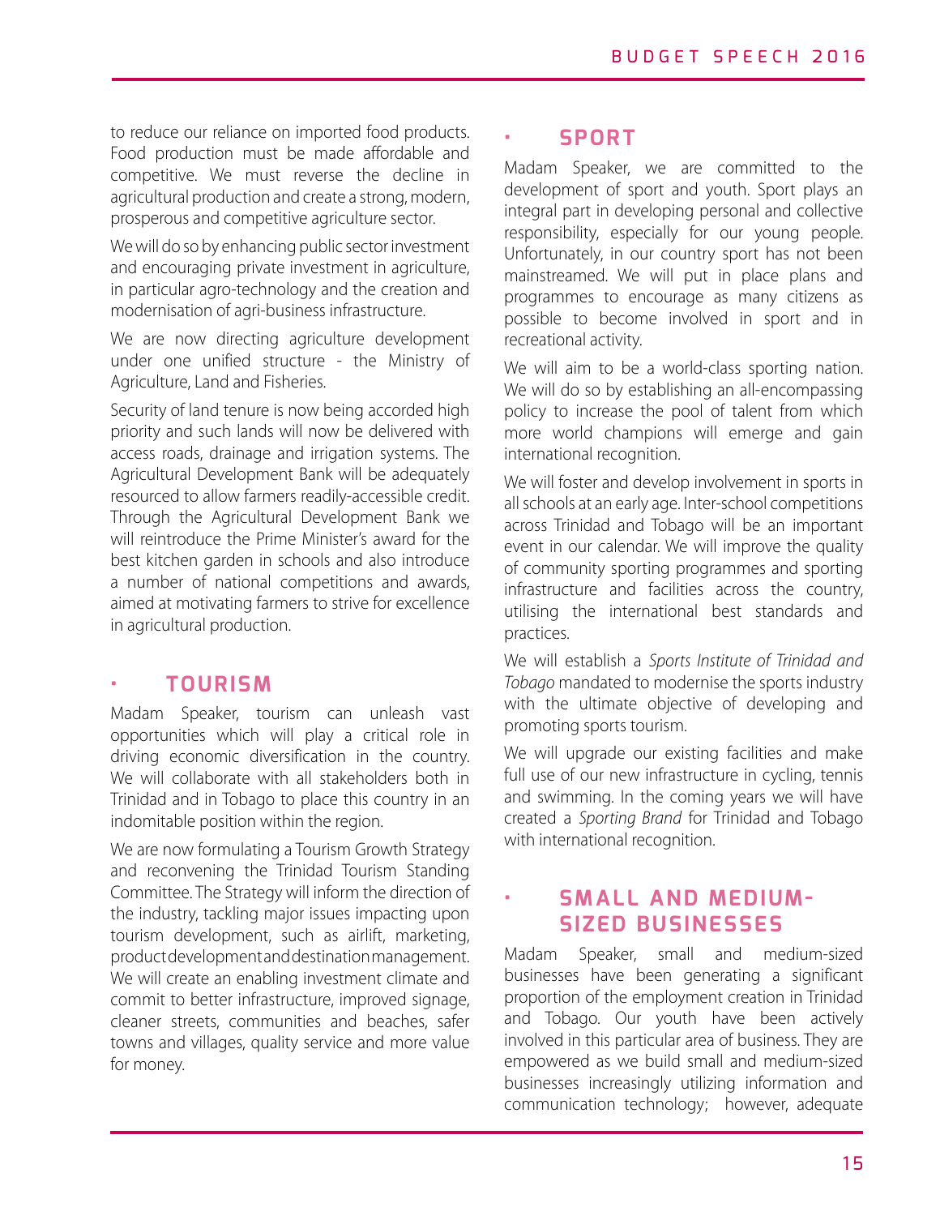to reduce our reliance on imported food products. Food production must be made affordable and competitive. We must reverse the decline in agricultural production and create a strong, modern, prosperous and competitive agriculture sector.

We will do so by enhancing public sector investment and encouraging private investment in agriculture, in particular agro-technology and the creation and modernisation of agri-business infrastructure.

We are now directing agriculture development under one unified structure - the Ministry of Agriculture, Land and Fisheries.

Security of land tenure is now being accorded high priority and such lands will now be delivered with access roads, drainage and irrigation systems. The Agricultural Development Bank will be adequately resourced to allow farmers readily-accessible credit. Through the Agricultural Development Bank we will reintroduce the Prime Minister's award for the best kitchen garden in schools and also introduce a number of national competitions and awards, aimed at motivating farmers to strive for excellence in agricultural production.

## • TOURISM

Madam Speaker, tourism can unleash vast opportunities which will play a critical role in driving economic diversification in the country. We will collaborate with all stakeholders both in Trinidad and in Tobago to place this country in an indomitable position within the region.

We are now formulating a Tourism Growth Strategy and reconvening the Trinidad Tourism Standing Committee. The Strategy will inform the direction of the industry, tackling major issues impacting upon tourism development, such as airlift, marketing, product development and destination management. We will create an enabling investment climate and commit to better infrastructure, improved signage, cleaner streets, communities and beaches, safer towns and villages, quality service and more value for money.

## • SPORT

Madam Speaker, we are committed to the development of sport and youth. Sport plays an integral part in developing personal and collective responsibility, especially for our young people. Unfortunately, in our country sport has not been mainstreamed. We will put in place plans and programmes to encourage as many citizens as possible to become involved in sport and in recreational activity.

We will aim to be a world-class sporting nation. We will do so by establishing an all-encompassing policy to increase the pool of talent from which more world champions will emerge and gain international recognition.

We will foster and develop involvement in sports in all schools at an early age. Inter-school competitions across Trinidad and Tobago will be an important event in our calendar. We will improve the quality of community sporting programmes and sporting infrastructure and facilities across the country, utilising the international best standards and practices.

We will establish a *Sports Institute of Trinidad and Tobago* mandated to modernise the sports industry with the ultimate objective of developing and promoting sports tourism.

We will upgrade our existing facilities and make full use of our new infrastructure in cycling, tennis and swimming. In the coming years we will have created a *Sporting Brand* for Trinidad and Tobago with international recognition.

## • SMALL AND MEDIUM-SIZED BUSINESSES

Madam Speaker, small and medium-sized businesses have been generating a significant proportion of the employment creation in Trinidad and Tobago. Our youth have been actively involved in this particular area of business. They are empowered as we build small and medium-sized businesses increasingly utilizing information and communication technology; however, adequate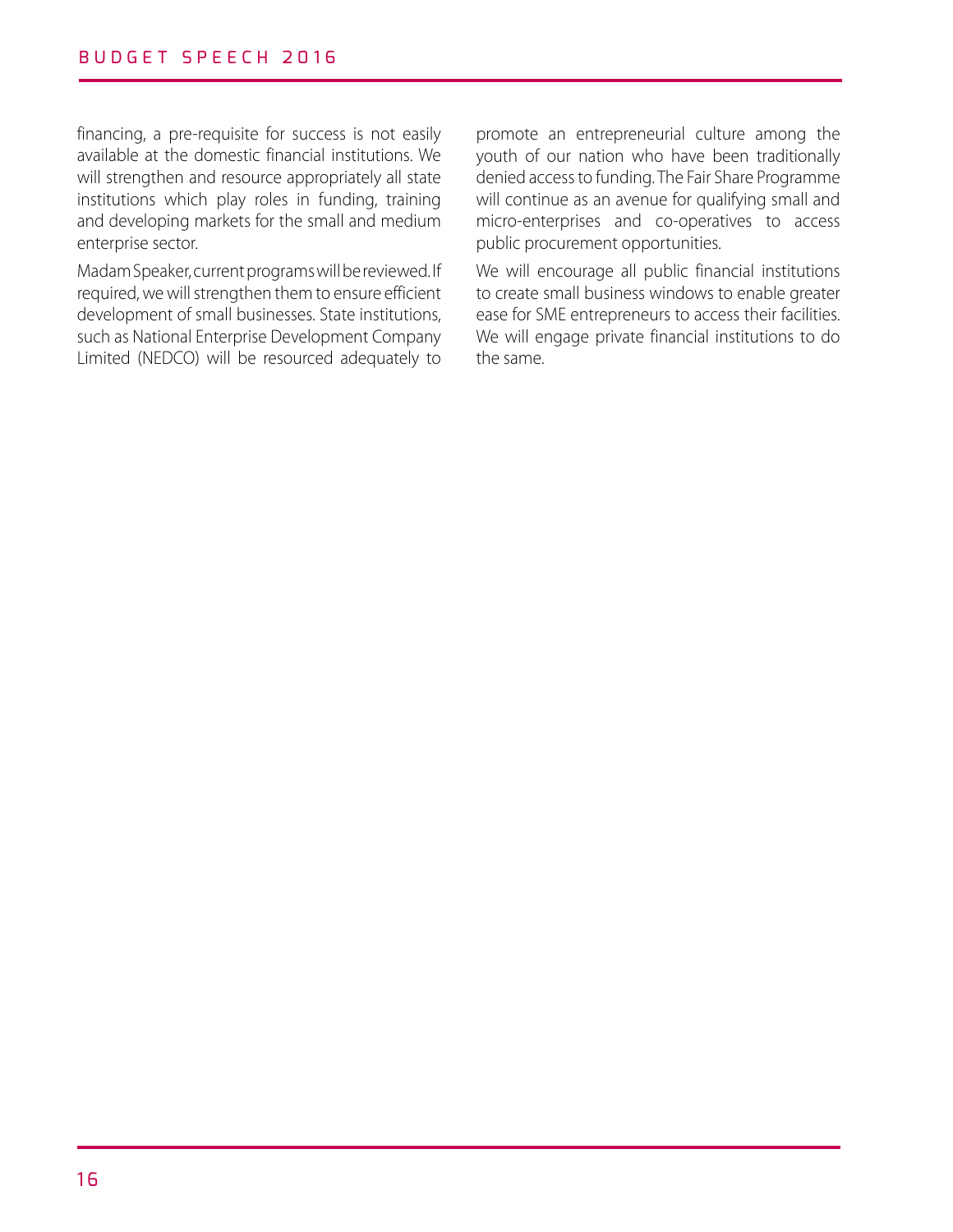financing, a pre-requisite for success is not easily available at the domestic financial institutions. We will strengthen and resource appropriately all state institutions which play roles in funding, training and developing markets for the small and medium enterprise sector.

Madam Speaker, current programs will be reviewed. If required, we will strengthen them to ensure efficient development of small businesses. State institutions, such as National Enterprise Development Company Limited (NEDCO) will be resourced adequately to promote an entrepreneurial culture among the youth of our nation who have been traditionally denied access to funding. The Fair Share Programme will continue as an avenue for qualifying small and micro-enterprises and co-operatives to access public procurement opportunities.

We will encourage all public financial institutions to create small business windows to enable greater ease for SME entrepreneurs to access their facilities. We will engage private financial institutions to do the same.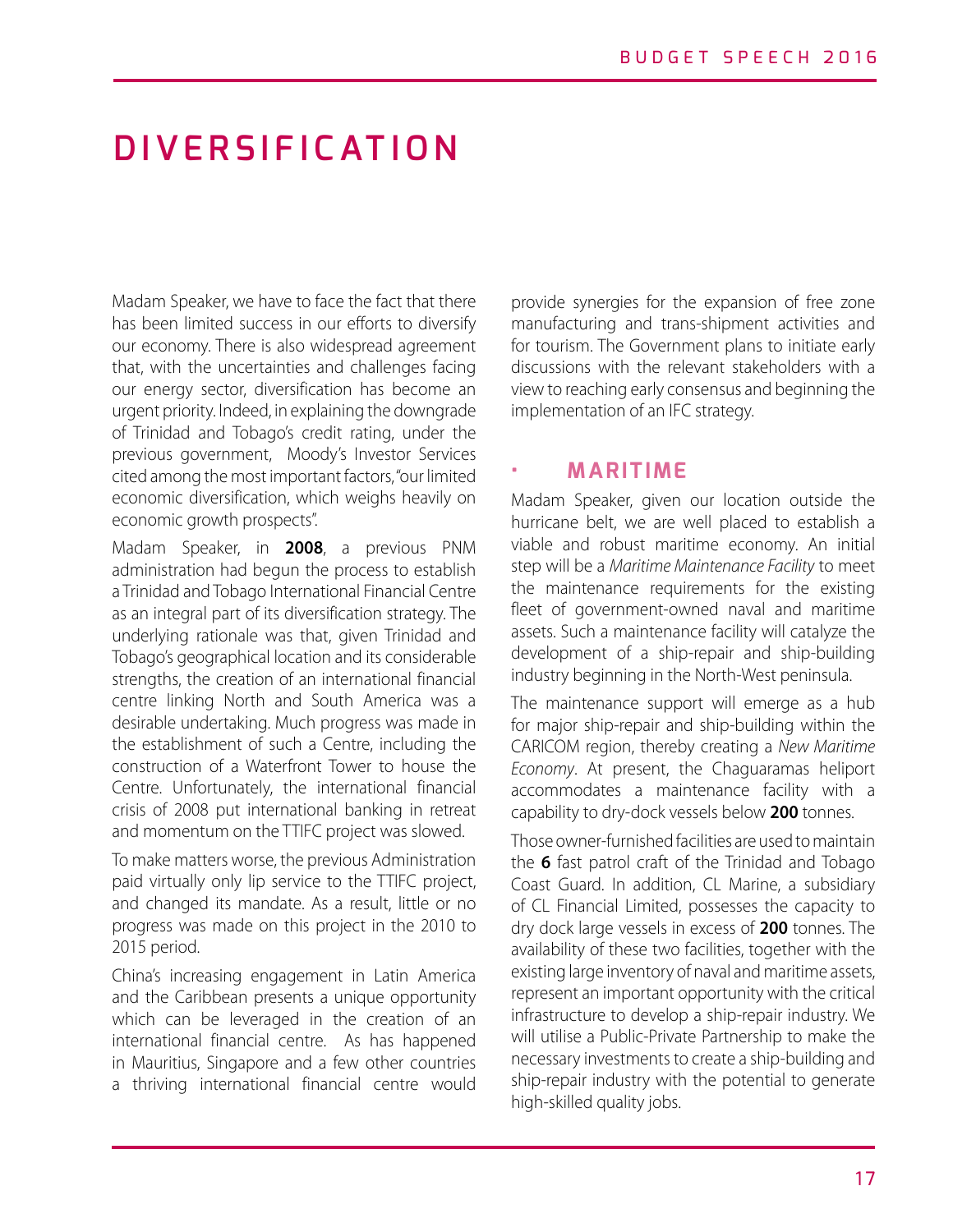# DIVERSIFICATION

Madam Speaker, we have to face the fact that there has been limited success in our efforts to diversify our economy. There is also widespread agreement that, with the uncertainties and challenges facing our energy sector, diversification has become an urgent priority. Indeed, in explaining the downgrade of Trinidad and Tobago's credit rating, under the previous government, Moody's Investor Services cited among the most important factors, "our limited economic diversification, which weighs heavily on economic growth prospects".

Madam Speaker, in **2008**, a previous PNM administration had begun the process to establish a Trinidad and Tobago International Financial Centre as an integral part of its diversification strategy. The underlying rationale was that, given Trinidad and Tobago's geographical location and its considerable strengths, the creation of an international financial centre linking North and South America was a desirable undertaking. Much progress was made in the establishment of such a Centre, including the construction of a Waterfront Tower to house the Centre. Unfortunately, the international financial crisis of 2008 put international banking in retreat and momentum on the TTIFC project was slowed.

To make matters worse, the previous Administration paid virtually only lip service to the TTIFC project, and changed its mandate. As a result, little or no progress was made on this project in the 2010 to 2015 period.

China's increasing engagement in Latin America and the Caribbean presents a unique opportunity which can be leveraged in the creation of an international financial centre. As has happened in Mauritius, Singapore and a few other countries a thriving international financial centre would provide synergies for the expansion of free zone manufacturing and trans-shipment activities and for tourism. The Government plans to initiate early discussions with the relevant stakeholders with a view to reaching early consensus and beginning the implementation of an IFC strategy.

## • MARITIME

Madam Speaker, given our location outside the hurricane belt, we are well placed to establish a viable and robust maritime economy. An initial step will be a *Maritime Maintenance Facility* to meet the maintenance requirements for the existing fleet of government-owned naval and maritime assets. Such a maintenance facility will catalyze the development of a ship-repair and ship-building industry beginning in the North-West peninsula.

The maintenance support will emerge as a hub for major ship-repair and ship-building within the CARICOM region, thereby creating a *New Maritime Economy*. At present, the Chaguaramas heliport accommodates a maintenance facility with a capability to dry-dock vessels below **200** tonnes.

Those owner-furnished facilities are used to maintain the **6** fast patrol craft of the Trinidad and Tobago Coast Guard. In addition, CL Marine, a subsidiary of CL Financial Limited, possesses the capacity to dry dock large vessels in excess of **200** tonnes. The availability of these two facilities, together with the existing large inventory of naval and maritime assets, represent an important opportunity with the critical infrastructure to develop a ship-repair industry. We will utilise a Public-Private Partnership to make the necessary investments to create a ship-building and ship-repair industry with the potential to generate high-skilled quality jobs.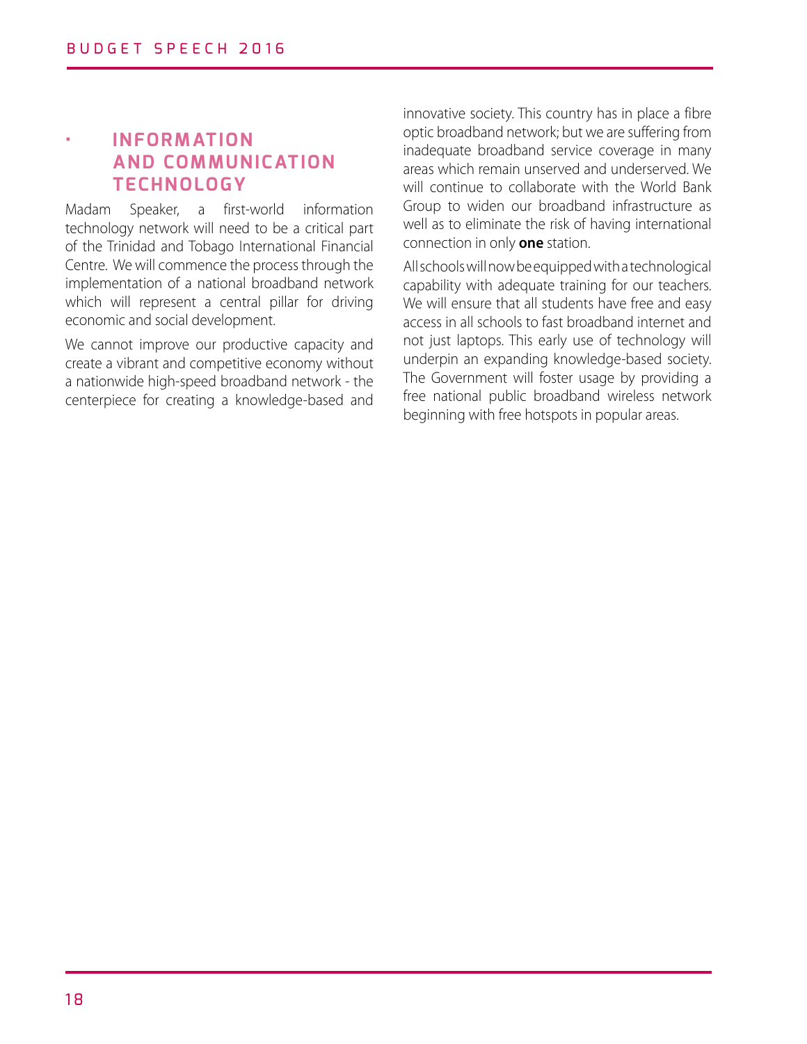## INFORMATION AND COMMUNICATION TECHNOLOGY

Madam Speaker, a first-world information technology network will need to be a critical part of the Trinidad and Tobago International Financial Centre. We will commence the process through the implementation of a national broadband network which will represent a central pillar for driving economic and social development.

We cannot improve our productive capacity and create a vibrant and competitive economy without a nationwide high-speed broadband network - the centerpiece for creating a knowledge-based and innovative society. This country has in place a fibre optic broadband network; but we are suffering from inadequate broadband service coverage in many areas which remain unserved and underserved. We will continue to collaborate with the World Bank Group to widen our broadband infrastructure as well as to eliminate the risk of having international connection in only **one** station.

All schools will now be equipped with a technological capability with adequate training for our teachers. We will ensure that all students have free and easy access in all schools to fast broadband internet and not just laptops. This early use of technology will underpin an expanding knowledge-based society. The Government will foster usage by providing a free national public broadband wireless network beginning with free hotspots in popular areas.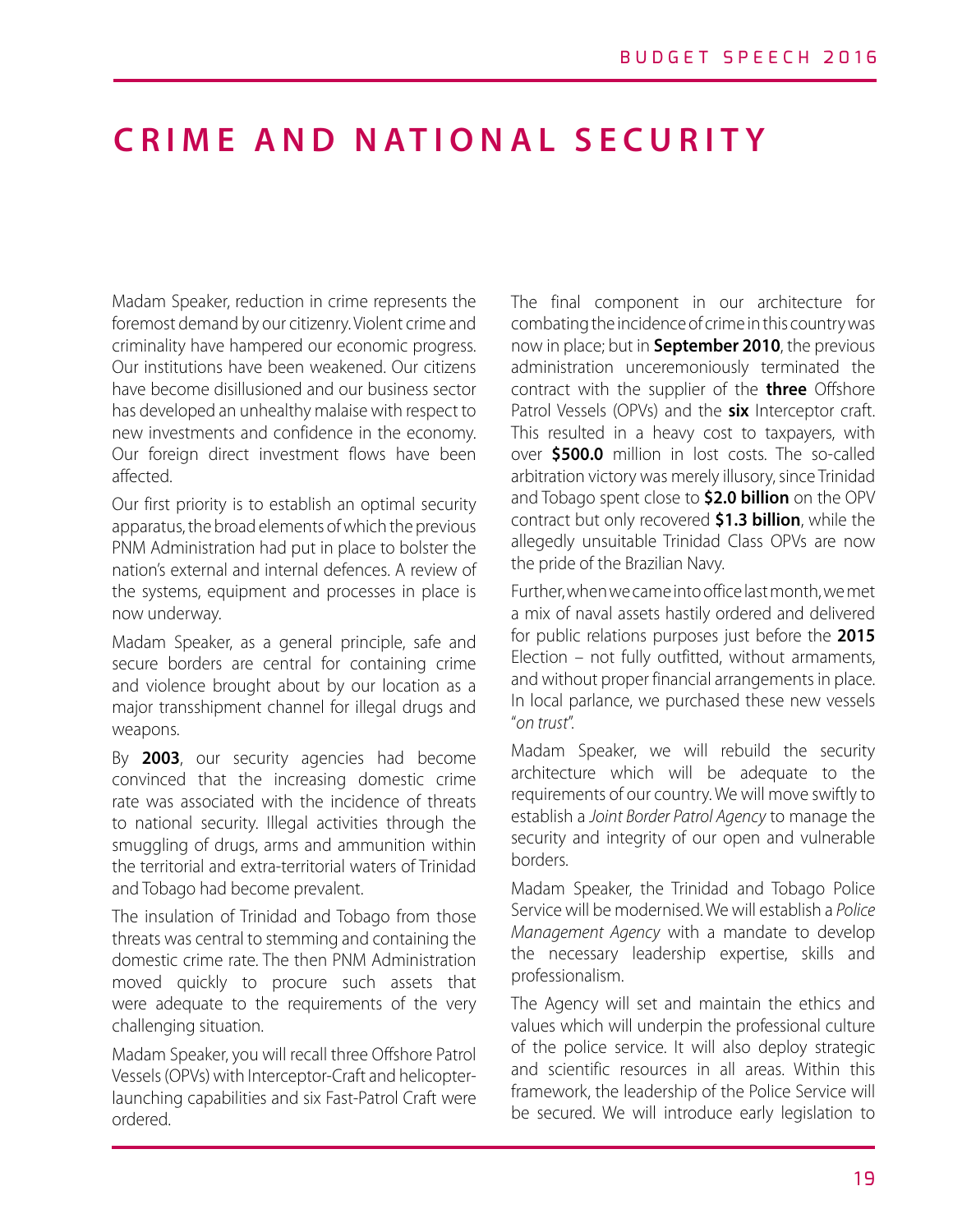# CRIME AND NATIONAL SECURITY

Madam Speaker, reduction in crime represents the foremost demand by our citizenry. Violent crime and criminality have hampered our economic progress. Our institutions have been weakened. Our citizens have become disillusioned and our business sector has developed an unhealthy malaise with respect to new investments and confidence in the economy. Our foreign direct investment flows have been affected.

Our first priority is to establish an optimal security apparatus, the broad elements of which the previous PNM Administration had put in place to bolster the nation's external and internal defences. A review of the systems, equipment and processes in place is now underway.

Madam Speaker, as a general principle, safe and secure borders are central for containing crime and violence brought about by our location as a major transshipment channel for illegal drugs and weapons.

By **2003**, our security agencies had become convinced that the increasing domestic crime rate was associated with the incidence of threats to national security. Illegal activities through the smuggling of drugs, arms and ammunition within the territorial and extra-territorial waters of Trinidad and Tobago had become prevalent.

The insulation of Trinidad and Tobago from those threats was central to stemming and containing the domestic crime rate. The then PNM Administration moved quickly to procure such assets that were adequate to the requirements of the very challenging situation.

Madam Speaker, you will recall three Offshore Patrol Vessels (OPVs) with Interceptor-Craft and helicopter-launching capabilities and six Fast-Patrol Craft were ordered.

The final component in our architecture for combating the incidence of crime in this country was now in place; but in **September 2010**, the previous administration unceremoniously terminated the contract with the supplier of the **three** Offshore Patrol Vessels (OPVs) and the **six** Interceptor craft. This resulted in a heavy cost to taxpayers, with over **$500.0** million in lost costs. The so-called arbitration victory was merely illusory, since Trinidad and Tobago spent close to **$2.0 billion** on the OPV contract but only recovered **$1.3 billion**, while the allegedly unsuitable Trinidad Class OPVs are now the pride of the Brazilian Navy.

Further, when we came into office last month, we met a mix of naval assets hastily ordered and delivered for public relations purposes just before the **2015** Election – not fully outfitted, without armaments, and without proper financial arrangements in place. In local parlance, we purchased these new vessels "*on trust*".

Madam Speaker, we will rebuild the security architecture which will be adequate to the requirements of our country. We will move swiftly to establish a *Joint Border Patrol Agency* to manage the security and integrity of our open and vulnerable borders.

Madam Speaker, the Trinidad and Tobago Police Service will be modernised. We will establish a *Police Management Agency* with a mandate to develop the necessary leadership expertise, skills and professionalism.

The Agency will set and maintain the ethics and values which will underpin the professional culture of the police service. It will also deploy strategic and scientific resources in all areas. Within this framework, the leadership of the Police Service will be secured. We will introduce early legislation to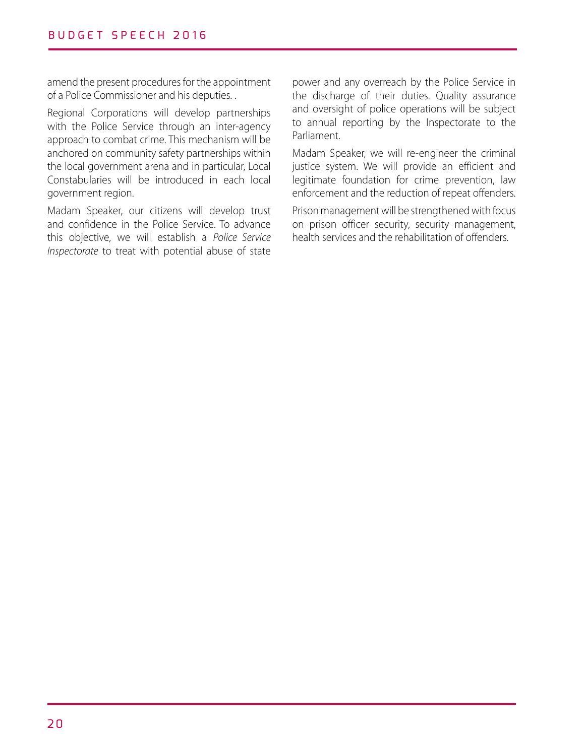amend the present procedures for the appointment of a Police Commissioner and his deputies. .

Regional Corporations will develop partnerships with the Police Service through an inter-agency approach to combat crime. This mechanism will be anchored on community safety partnerships within the local government arena and in particular, Local Constabularies will be introduced in each local government region.

Madam Speaker, our citizens will develop trust and confidence in the Police Service. To advance this objective, we will establish a *Police Service Inspectorate* to treat with potential abuse of state power and any overreach by the Police Service in the discharge of their duties. Quality assurance and oversight of police operations will be subject to annual reporting by the Inspectorate to the Parliament.

Madam Speaker, we will re-engineer the criminal justice system. We will provide an efficient and legitimate foundation for crime prevention, law enforcement and the reduction of repeat offenders.

Prison management will be strengthened with focus on prison officer security, security management, health services and the rehabilitation of offenders.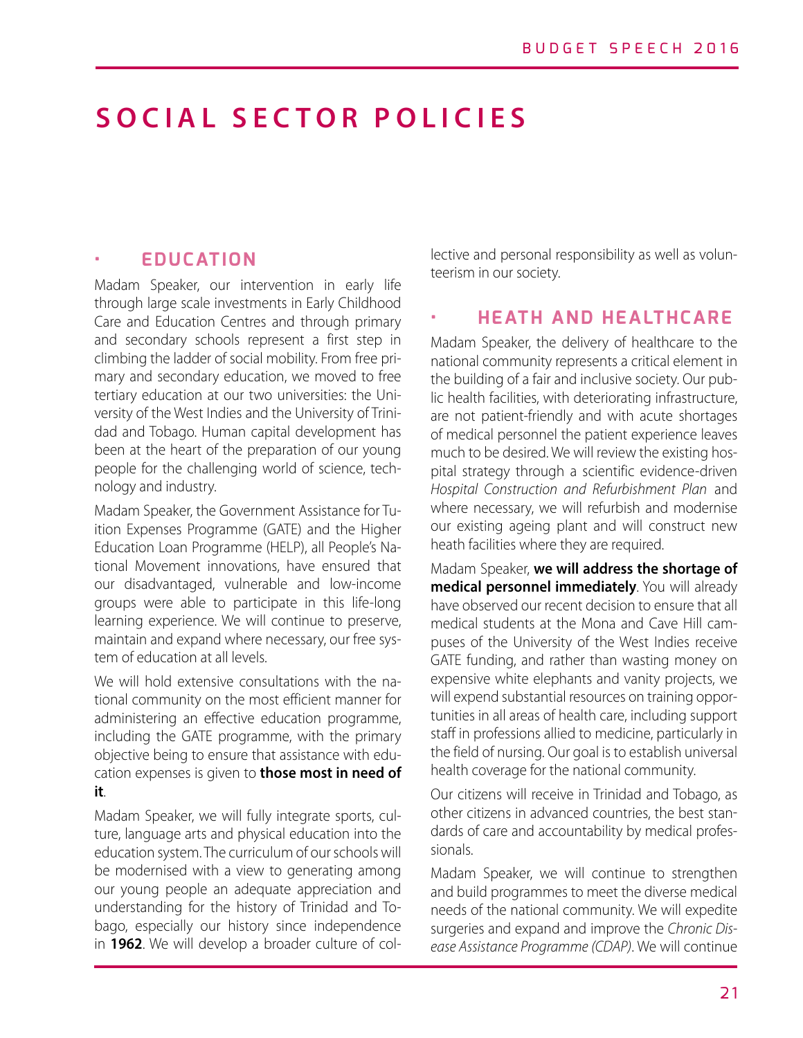# SOCIAL SECTOR POLICIES

## EDUCATION

Madam Speaker, our intervention in early life through large scale investments in Early Childhood Care and Education Centres and through primary and secondary schools represent a first step in climbing the ladder of social mobility. From free primary and secondary education, we moved to free tertiary education at our two universities: the University of the West Indies and the University of Trinidad and Tobago. Human capital development has been at the heart of the preparation of our young people for the challenging world of science, technology and industry.

Madam Speaker, the Government Assistance for Tuition Expenses Programme (GATE) and the Higher Education Loan Programme (HELP), all People's National Movement innovations, have ensured that our disadvantaged, vulnerable and low-income groups were able to participate in this life-long learning experience. We will continue to preserve, maintain and expand where necessary, our free system of education at all levels.

We will hold extensive consultations with the national community on the most efficient manner for administering an effective education programme, including the GATE programme, with the primary objective being to ensure that assistance with education expenses is given to **those most in need of it**.

Madam Speaker, we will fully integrate sports, culture, language arts and physical education into the education system. The curriculum of our schools will be modernised with a view to generating among our young people an adequate appreciation and understanding for the history of Trinidad and Tobago, especially our history since independence in **1962**. We will develop a broader culture of collective and personal responsibility as well as volunteerism in our society.

## HEATH AND HEALTHCARE

Madam Speaker, the delivery of healthcare to the national community represents a critical element in the building of a fair and inclusive society. Our public health facilities, with deteriorating infrastructure, are not patient-friendly and with acute shortages of medical personnel the patient experience leaves much to be desired. We will review the existing hospital strategy through a scientific evidence-driven *Hospital Construction and Refurbishment Plan* and where necessary, we will refurbish and modernise our existing ageing plant and will construct new heath facilities where they are required.

Madam Speaker, **we will address the shortage of medical personnel immediately**. You will already have observed our recent decision to ensure that all medical students at the Mona and Cave Hill campuses of the University of the West Indies receive GATE funding, and rather than wasting money on expensive white elephants and vanity projects, we will expend substantial resources on training opportunities in all areas of health care, including support staff in professions allied to medicine, particularly in the field of nursing. Our goal is to establish universal health coverage for the national community.

Our citizens will receive in Trinidad and Tobago, as other citizens in advanced countries, the best standards of care and accountability by medical professionals.

Madam Speaker, we will continue to strengthen and build programmes to meet the diverse medical needs of the national community. We will expedite surgeries and expand and improve the *Chronic Disease Assistance Programme (CDAP)*. We will continue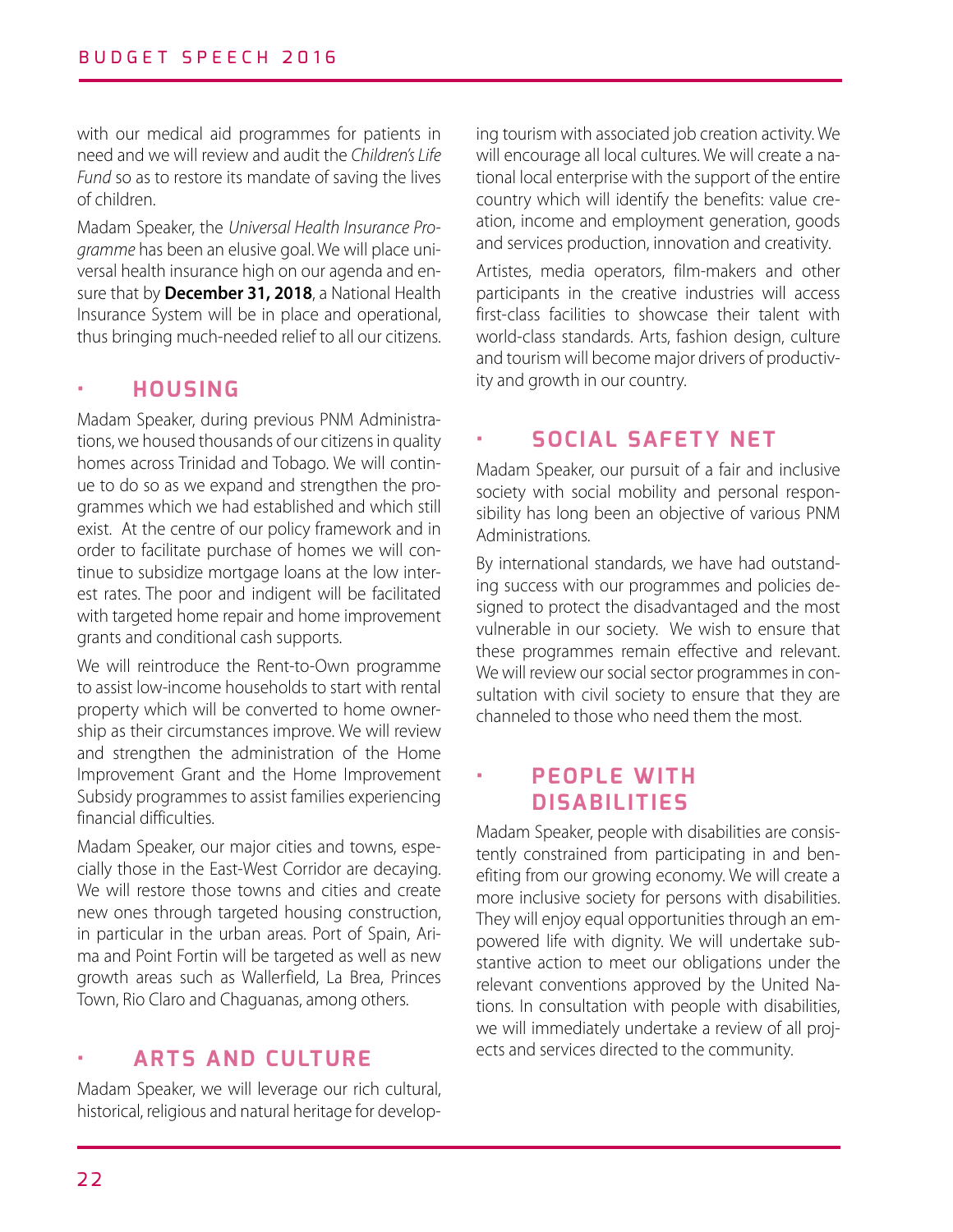with our medical aid programmes for patients in need and we will review and audit the *Children's Life Fund* so as to restore its mandate of saving the lives of children.

Madam Speaker, the *Universal Health Insurance Programme* has been an elusive goal. We will place universal health insurance high on our agenda and ensure that by **December 31, 2018**, a National Health Insurance System will be in place and operational, thus bringing much-needed relief to all our citizens.

## HOUSING

Madam Speaker, during previous PNM Administrations, we housed thousands of our citizens in quality homes across Trinidad and Tobago. We will continue to do so as we expand and strengthen the programmes which we had established and which still exist. At the centre of our policy framework and in order to facilitate purchase of homes we will continue to subsidize mortgage loans at the low interest rates. The poor and indigent will be facilitated with targeted home repair and home improvement grants and conditional cash supports.

We will reintroduce the Rent-to-Own programme to assist low-income households to start with rental property which will be converted to home ownership as their circumstances improve. We will review and strengthen the administration of the Home Improvement Grant and the Home Improvement Subsidy programmes to assist families experiencing financial difficulties.

Madam Speaker, our major cities and towns, especially those in the East-West Corridor are decaying. We will restore those towns and cities and create new ones through targeted housing construction, in particular in the urban areas. Port of Spain, Arima and Point Fortin will be targeted as well as new growth areas such as Wallerfield, La Brea, Princes Town, Rio Claro and Chaguanas, among others.

## ARTS AND CULTURE

Madam Speaker, we will leverage our rich cultural, historical, religious and natural heritage for developing tourism with associated job creation activity. We will encourage all local cultures. We will create a national local enterprise with the support of the entire country which will identify the benefits: value creation, income and employment generation, goods and services production, innovation and creativity.

Artistes, media operators, film-makers and other participants in the creative industries will access first-class facilities to showcase their talent with world-class standards. Arts, fashion design, culture and tourism will become major drivers of productivity and growth in our country.

## SOCIAL SAFETY NET

Madam Speaker, our pursuit of a fair and inclusive society with social mobility and personal responsibility has long been an objective of various PNM Administrations.

By international standards, we have had outstanding success with our programmes and policies designed to protect the disadvantaged and the most vulnerable in our society. We wish to ensure that these programmes remain effective and relevant. We will review our social sector programmes in consultation with civil society to ensure that they are channeled to those who need them the most.

## PEOPLE WITH DISABILITIES

Madam Speaker, people with disabilities are consistently constrained from participating in and benefiting from our growing economy. We will create a more inclusive society for persons with disabilities. They will enjoy equal opportunities through an empowered life with dignity. We will undertake substantive action to meet our obligations under the relevant conventions approved by the United Nations. In consultation with people with disabilities, we will immediately undertake a review of all projects and services directed to the community.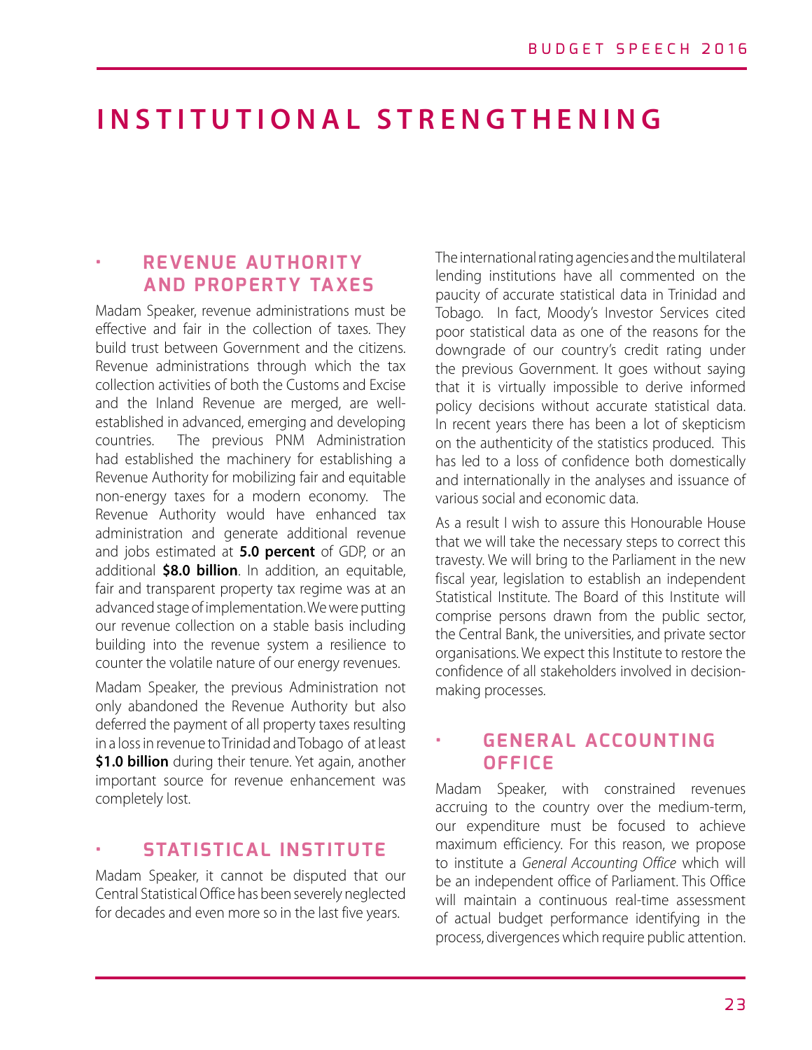# INSTITUTIONAL STRENGTHENING

## REVENUE AUTHORITY AND PROPERTY TAXES

Madam Speaker, revenue administrations must be effective and fair in the collection of taxes. They build trust between Government and the citizens. Revenue administrations through which the tax collection activities of both the Customs and Excise and the Inland Revenue are merged, are well-established in advanced, emerging and developing countries. The previous PNM Administration had established the machinery for establishing a Revenue Authority for mobilizing fair and equitable non-energy taxes for a modern economy. The Revenue Authority would have enhanced tax administration and generate additional revenue and jobs estimated at **5.0 percent** of GDP, or an additional **$8.0 billion**. In addition, an equitable, fair and transparent property tax regime was at an advanced stage of implementation. We were putting our revenue collection on a stable basis including building into the revenue system a resilience to counter the volatile nature of our energy revenues.

Madam Speaker, the previous Administration not only abandoned the Revenue Authority but also deferred the payment of all property taxes resulting in a loss in revenue to Trinidad and Tobago of at least **$1.0 billion** during their tenure. Yet again, another important source for revenue enhancement was completely lost.

## STATISTICAL INSTITUTE

Madam Speaker, it cannot be disputed that our Central Statistical Office has been severely neglected for decades and even more so in the last five years. The international rating agencies and the multilateral lending institutions have all commented on the paucity of accurate statistical data in Trinidad and Tobago. In fact, Moody's Investor Services cited poor statistical data as one of the reasons for the downgrade of our country's credit rating under the previous Government. It goes without saying that it is virtually impossible to derive informed policy decisions without accurate statistical data. In recent years there has been a lot of skepticism on the authenticity of the statistics produced. This has led to a loss of confidence both domestically and internationally in the analyses and issuance of various social and economic data.

As a result I wish to assure this Honourable House that we will take the necessary steps to correct this travesty. We will bring to the Parliament in the new fiscal year, legislation to establish an independent Statistical Institute. The Board of this Institute will comprise persons drawn from the public sector, the Central Bank, the universities, and private sector organisations. We expect this Institute to restore the confidence of all stakeholders involved in decision-making processes.

## GENERAL ACCOUNTING OFFICE

Madam Speaker, with constrained revenues accruing to the country over the medium-term, our expenditure must be focused to achieve maximum efficiency. For this reason, we propose to institute a *General Accounting Office* which will be an independent office of Parliament. This Office will maintain a continuous real-time assessment of actual budget performance identifying in the process, divergences which require public attention.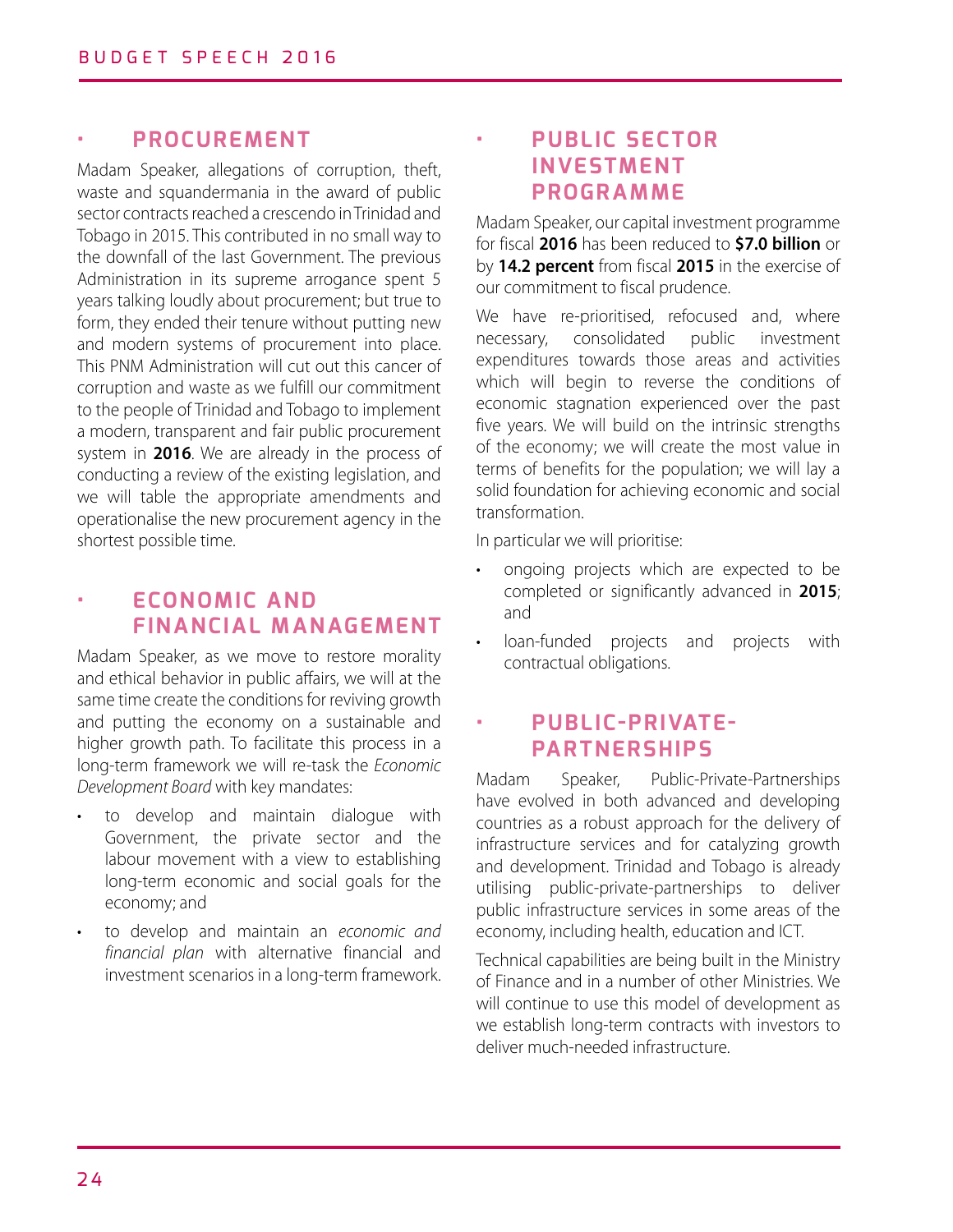## PROCUREMENT

Madam Speaker, allegations of corruption, theft, waste and squandermania in the award of public sector contracts reached a crescendo in Trinidad and Tobago in 2015. This contributed in no small way to the downfall of the last Government. The previous Administration in its supreme arrogance spent 5 years talking loudly about procurement; but true to form, they ended their tenure without putting new and modern systems of procurement into place. This PNM Administration will cut out this cancer of corruption and waste as we fulfill our commitment to the people of Trinidad and Tobago to implement a modern, transparent and fair public procurement system in **2016**. We are already in the process of conducting a review of the existing legislation, and we will table the appropriate amendments and operationalise the new procurement agency in the shortest possible time.

## ECONOMIC AND FINANCIAL MANAGEMENT

Madam Speaker, as we move to restore morality and ethical behavior in public affairs, we will at the same time create the conditions for reviving growth and putting the economy on a sustainable and higher growth path. To facilitate this process in a long-term framework we will re-task the *Economic Development Board* with key mandates:

- to develop and maintain dialogue with Government, the private sector and the labour movement with a view to establishing long-term economic and social goals for the economy; and
- to develop and maintain an *economic and financial plan* with alternative financial and investment scenarios in a long-term framework.

## PUBLIC SECTOR INVESTMENT PROGRAMME

Madam Speaker, our capital investment programme for fiscal **2016** has been reduced to **$7.0 billion** or by **14.2 percent** from fiscal **2015** in the exercise of our commitment to fiscal prudence.

We have re-prioritised, refocused and, where necessary, consolidated public investment expenditures towards those areas and activities which will begin to reverse the conditions of economic stagnation experienced over the past five years. We will build on the intrinsic strengths of the economy; we will create the most value in terms of benefits for the population; we will lay a solid foundation for achieving economic and social transformation.

In particular we will prioritise:

- ongoing projects which are expected to be completed or significantly advanced in **2015**; and
- loan-funded projects and projects with contractual obligations.

## PUBLIC-PRIVATE-PARTNERSHIPS

Madam Speaker, Public-Private-Partnerships have evolved in both advanced and developing countries as a robust approach for the delivery of infrastructure services and for catalyzing growth and development. Trinidad and Tobago is already utilising public-private-partnerships to deliver public infrastructure services in some areas of the economy, including health, education and ICT.

Technical capabilities are being built in the Ministry of Finance and in a number of other Ministries. We will continue to use this model of development as we establish long-term contracts with investors to deliver much-needed infrastructure.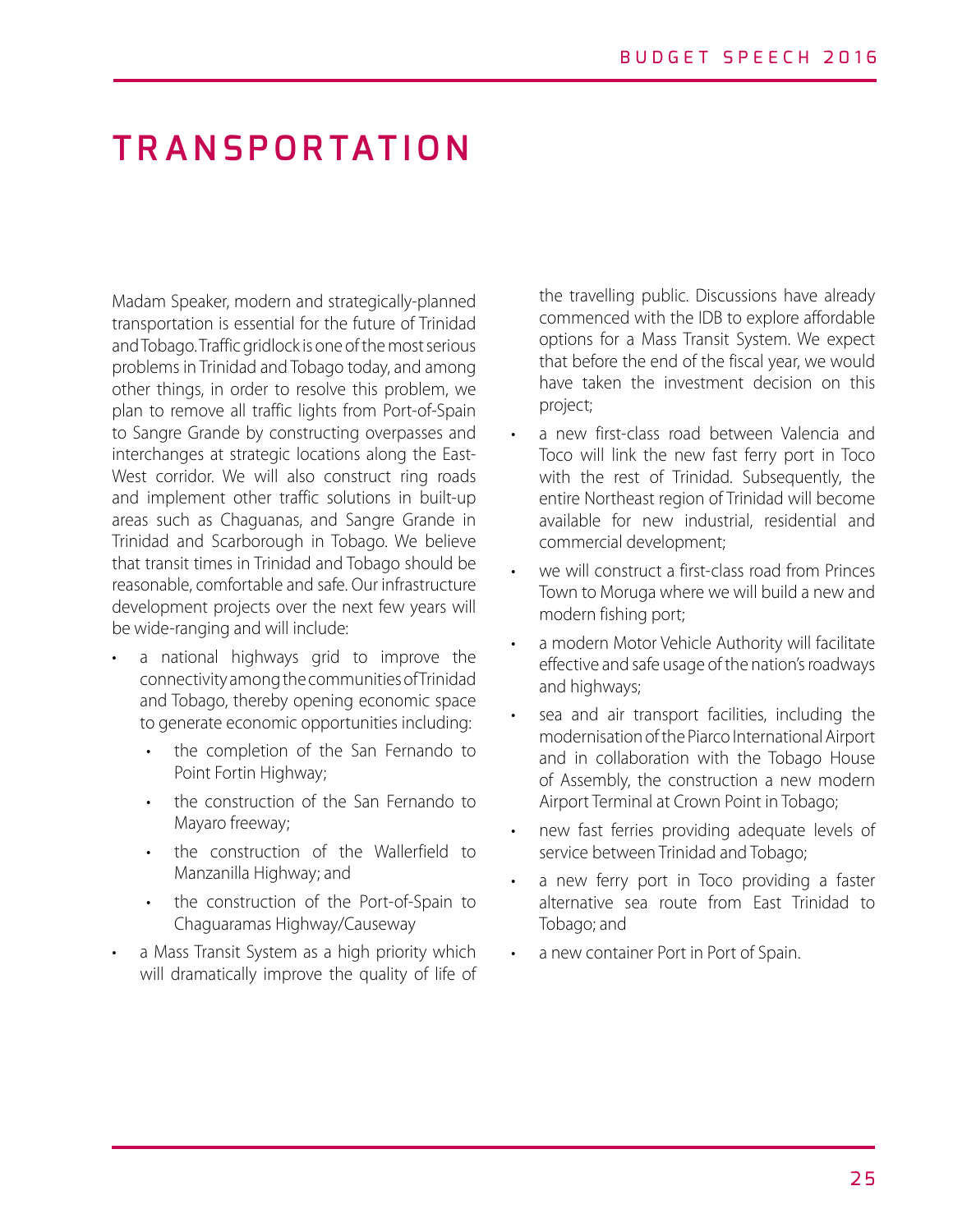# TRANSPORTATION

Madam Speaker, modern and strategically-planned transportation is essential for the future of Trinidad and Tobago. Traffic gridlock is one of the most serious problems in Trinidad and Tobago today, and among other things, in order to resolve this problem, we plan to remove all traffic lights from Port-of-Spain to Sangre Grande by constructing overpasses and interchanges at strategic locations along the East-West corridor. We will also construct ring roads and implement other traffic solutions in built-up areas such as Chaguanas, and Sangre Grande in Trinidad and Scarborough in Tobago. We believe that transit times in Trinidad and Tobago should be reasonable, comfortable and safe. Our infrastructure development projects over the next few years will be wide-ranging and will include:

- a national highways grid to improve the connectivity among the communities of Trinidad and Tobago, thereby opening economic space to generate economic opportunities including:
  - the completion of the San Fernando to Point Fortin Highway;
  - the construction of the San Fernando to Mayaro freeway;
  - the construction of the Wallerfield to Manzanilla Highway; and
  - the construction of the Port-of-Spain to Chaguaramas Highway/Causeway
- a Mass Transit System as a high priority which will dramatically improve the quality of life of the travelling public. Discussions have already commenced with the IDB to explore affordable options for a Mass Transit System. We expect that before the end of the fiscal year, we would have taken the investment decision on this project;
- a new first-class road between Valencia and Toco will link the new fast ferry port in Toco with the rest of Trinidad. Subsequently, the entire Northeast region of Trinidad will become available for new industrial, residential and commercial development;
- we will construct a first-class road from Princes Town to Moruga where we will build a new and modern fishing port;
- a modern Motor Vehicle Authority will facilitate effective and safe usage of the nation's roadways and highways;
- sea and air transport facilities, including the modernisation of the Piarco International Airport and in collaboration with the Tobago House of Assembly, the construction a new modern Airport Terminal at Crown Point in Tobago;
- new fast ferries providing adequate levels of service between Trinidad and Tobago;
- a new ferry port in Toco providing a faster alternative sea route from East Trinidad to Tobago; and
- a new container Port in Port of Spain.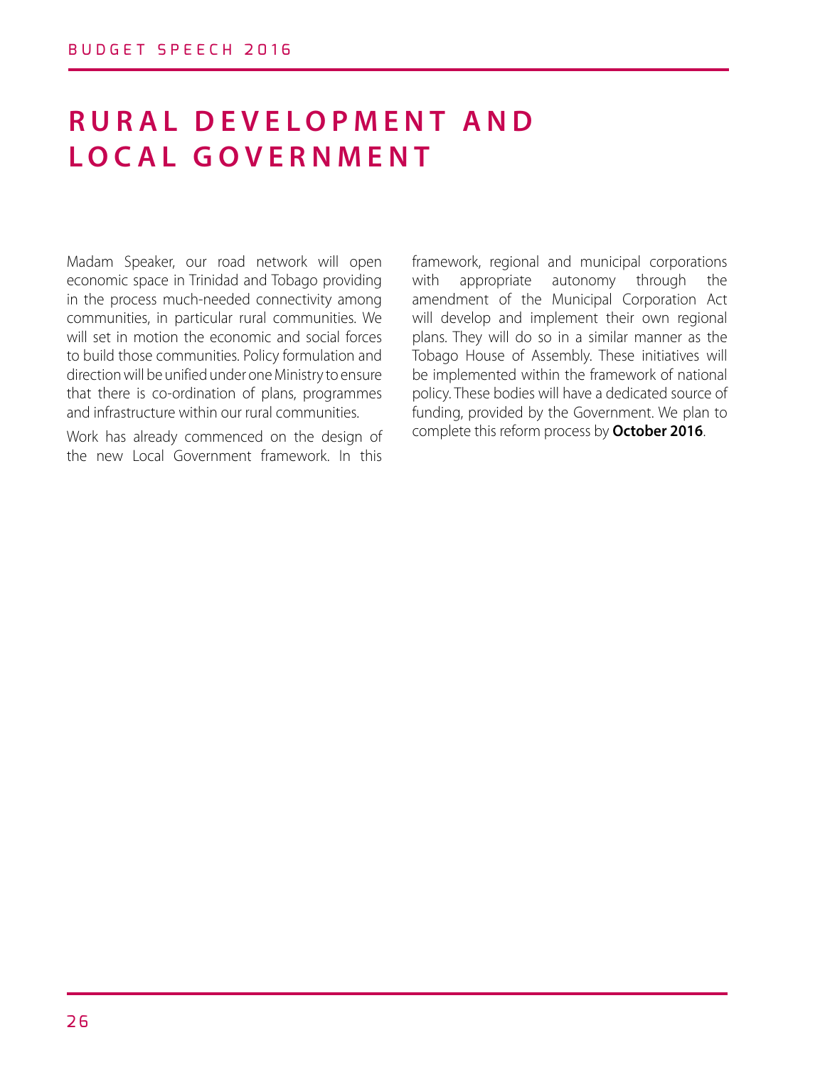# RURAL DEVELOPMENT AND LOCAL GOVERNMENT

Madam Speaker, our road network will open economic space in Trinidad and Tobago providing in the process much-needed connectivity among communities, in particular rural communities. We will set in motion the economic and social forces to build those communities. Policy formulation and direction will be unified under one Ministry to ensure that there is co-ordination of plans, programmes and infrastructure within our rural communities.

Work has already commenced on the design of the new Local Government framework. In this framework, regional and municipal corporations with appropriate autonomy through the amendment of the Municipal Corporation Act will develop and implement their own regional plans. They will do so in a similar manner as the Tobago House of Assembly. These initiatives will be implemented within the framework of national policy. These bodies will have a dedicated source of funding, provided by the Government. We plan to complete this reform process by **October 2016**.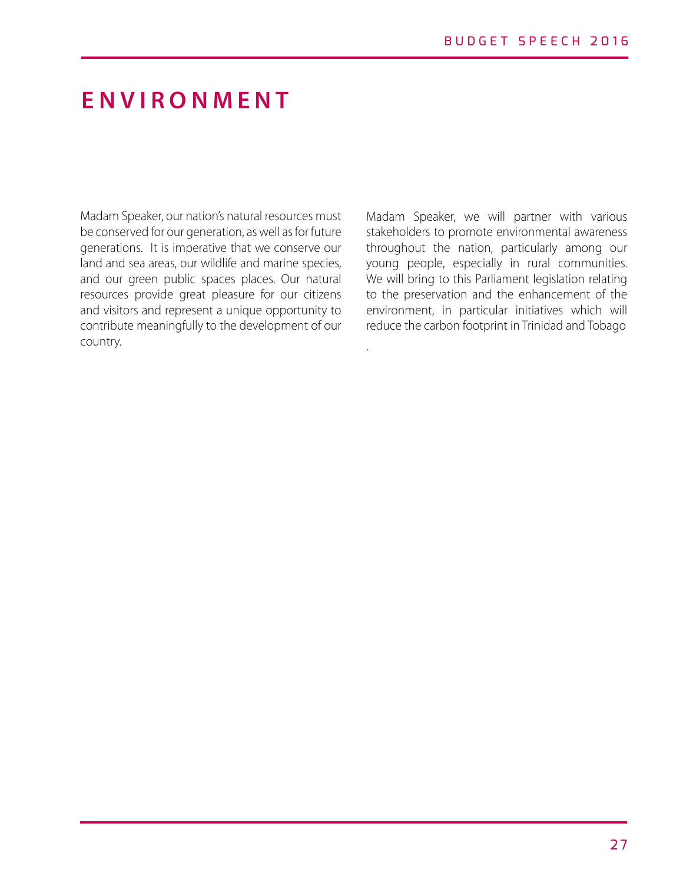# ENVIRONMENT

Madam Speaker, our nation's natural resources must be conserved for our generation, as well as for future generations. It is imperative that we conserve our land and sea areas, our wildlife and marine species, and our green public spaces places. Our natural resources provide great pleasure for our citizens and visitors and represent a unique opportunity to contribute meaningfully to the development of our country.

Madam Speaker, we will partner with various stakeholders to promote environmental awareness throughout the nation, particularly among our young people, especially in rural communities. We will bring to this Parliament legislation relating to the preservation and the enhancement of the environment, in particular initiatives which will reduce the carbon footprint in Trinidad and Tobago

.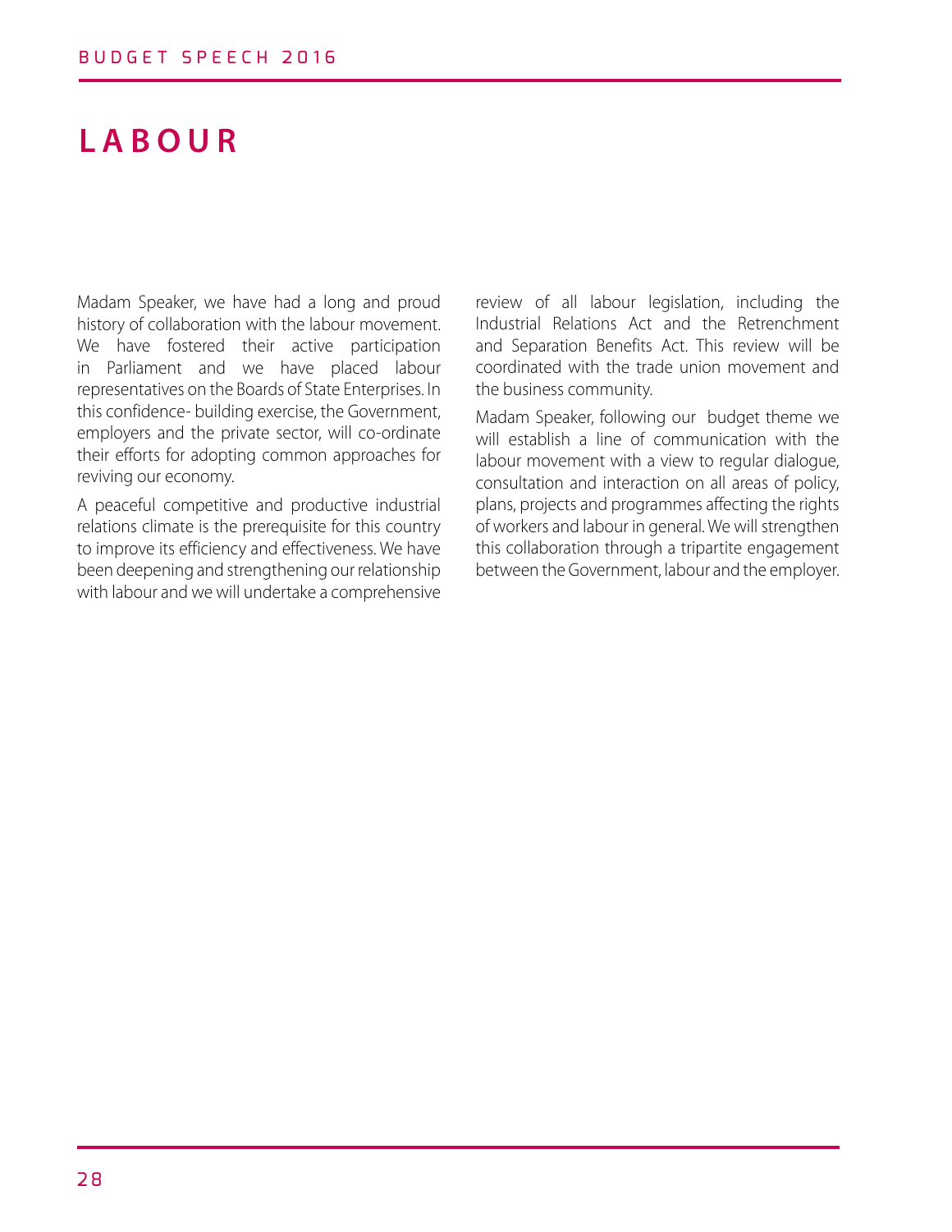# LABOUR

Madam Speaker, we have had a long and proud history of collaboration with the labour movement. We have fostered their active participation in Parliament and we have placed labour representatives on the Boards of State Enterprises. In this confidence- building exercise, the Government, employers and the private sector, will co-ordinate their efforts for adopting common approaches for reviving our economy.

A peaceful competitive and productive industrial relations climate is the prerequisite for this country to improve its efficiency and effectiveness. We have been deepening and strengthening our relationship with labour and we will undertake a comprehensive review of all labour legislation, including the Industrial Relations Act and the Retrenchment and Separation Benefits Act. This review will be coordinated with the trade union movement and the business community.

Madam Speaker, following our budget theme we will establish a line of communication with the labour movement with a view to regular dialogue, consultation and interaction on all areas of policy, plans, projects and programmes affecting the rights of workers and labour in general. We will strengthen this collaboration through a tripartite engagement between the Government, labour and the employer.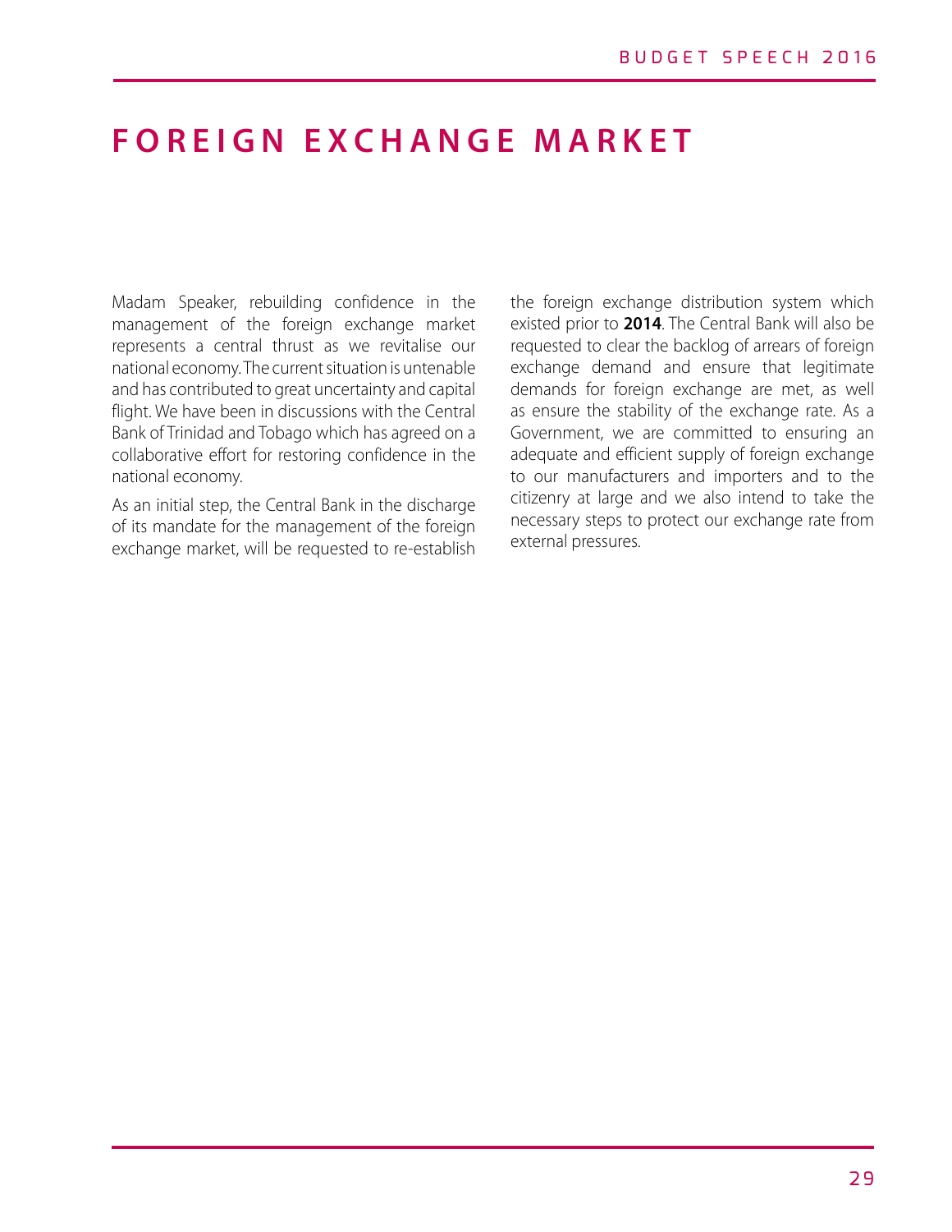# FOREIGN EXCHANGE MARKET

Madam Speaker, rebuilding confidence in the management of the foreign exchange market represents a central thrust as we revitalise our national economy. The current situation is untenable and has contributed to great uncertainty and capital flight. We have been in discussions with the Central Bank of Trinidad and Tobago which has agreed on a collaborative effort for restoring confidence in the national economy.

As an initial step, the Central Bank in the discharge of its mandate for the management of the foreign exchange market, will be requested to re-establish the foreign exchange distribution system which existed prior to **2014**. The Central Bank will also be requested to clear the backlog of arrears of foreign exchange demand and ensure that legitimate demands for foreign exchange are met, as well as ensure the stability of the exchange rate. As a Government, we are committed to ensuring an adequate and efficient supply of foreign exchange to our manufacturers and importers and to the citizenry at large and we also intend to take the necessary steps to protect our exchange rate from external pressures.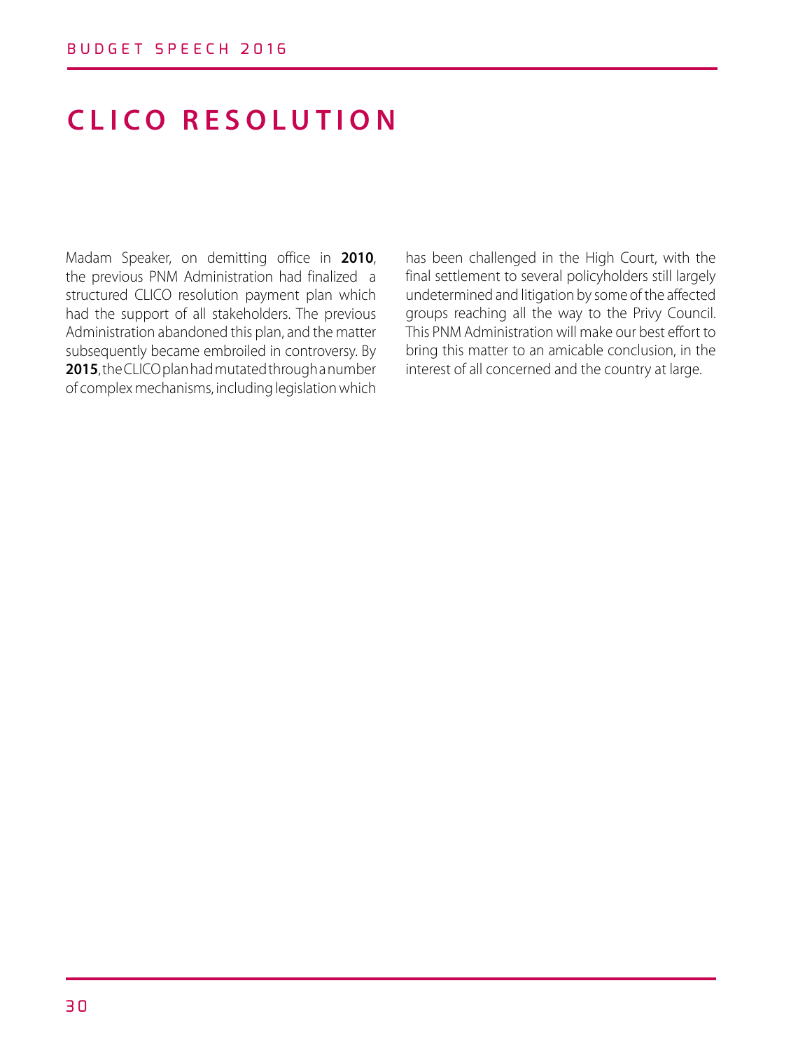# CLICO RESOLUTION

Madam Speaker, on demitting office in **2010**, the previous PNM Administration had finalized a structured CLICO resolution payment plan which had the support of all stakeholders. The previous Administration abandoned this plan, and the matter subsequently became embroiled in controversy. By **2015**, the CLICO plan had mutated through a number of complex mechanisms, including legislation which has been challenged in the High Court, with the final settlement to several policyholders still largely undetermined and litigation by some of the affected groups reaching all the way to the Privy Council. This PNM Administration will make our best effort to bring this matter to an amicable conclusion, in the interest of all concerned and the country at large.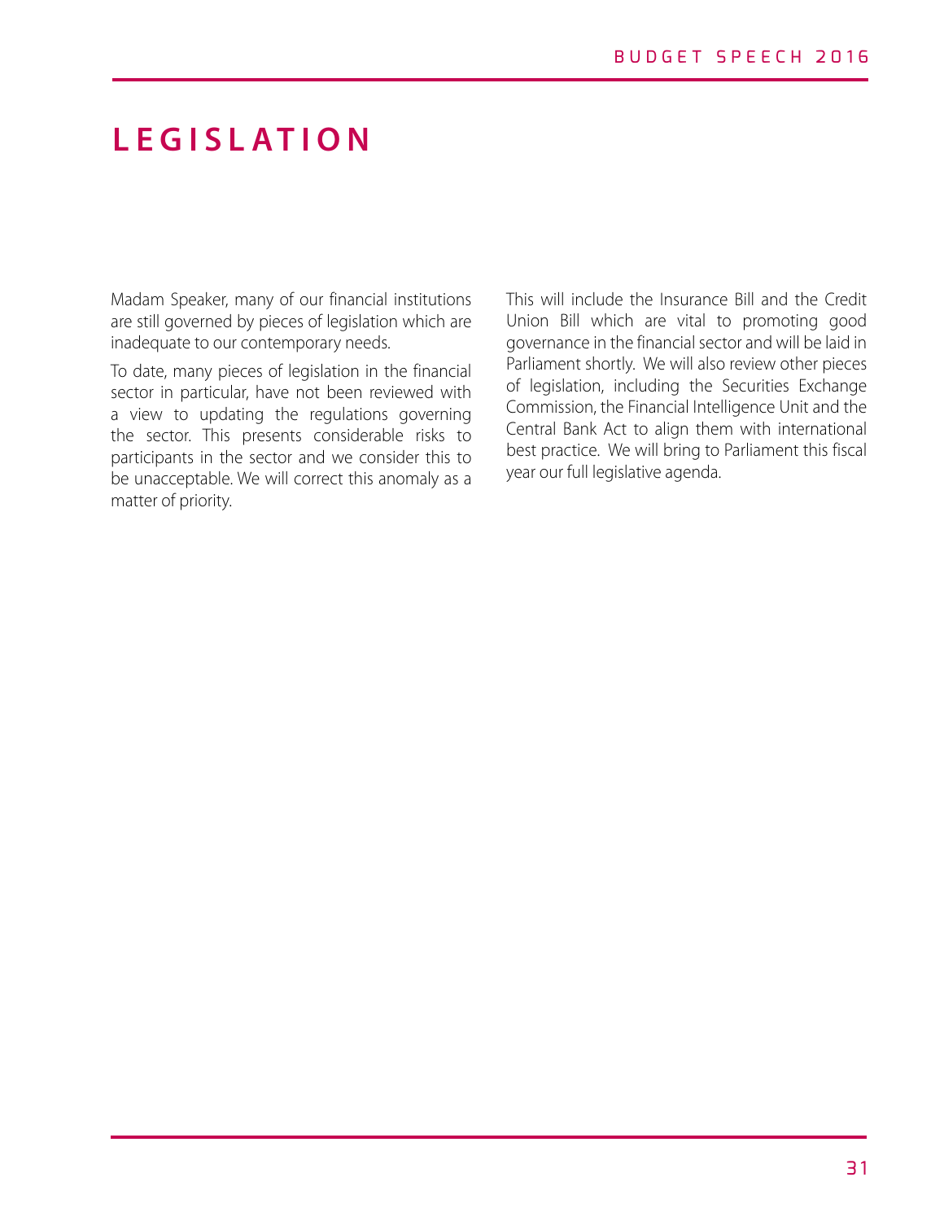# LEGISLATION

Madam Speaker, many of our financial institutions are still governed by pieces of legislation which are inadequate to our contemporary needs.

To date, many pieces of legislation in the financial sector in particular, have not been reviewed with a view to updating the regulations governing the sector. This presents considerable risks to participants in the sector and we consider this to be unacceptable. We will correct this anomaly as a matter of priority.

This will include the Insurance Bill and the Credit Union Bill which are vital to promoting good governance in the financial sector and will be laid in Parliament shortly. We will also review other pieces of legislation, including the Securities Exchange Commission, the Financial Intelligence Unit and the Central Bank Act to align them with international best practice. We will bring to Parliament this fiscal year our full legislative agenda.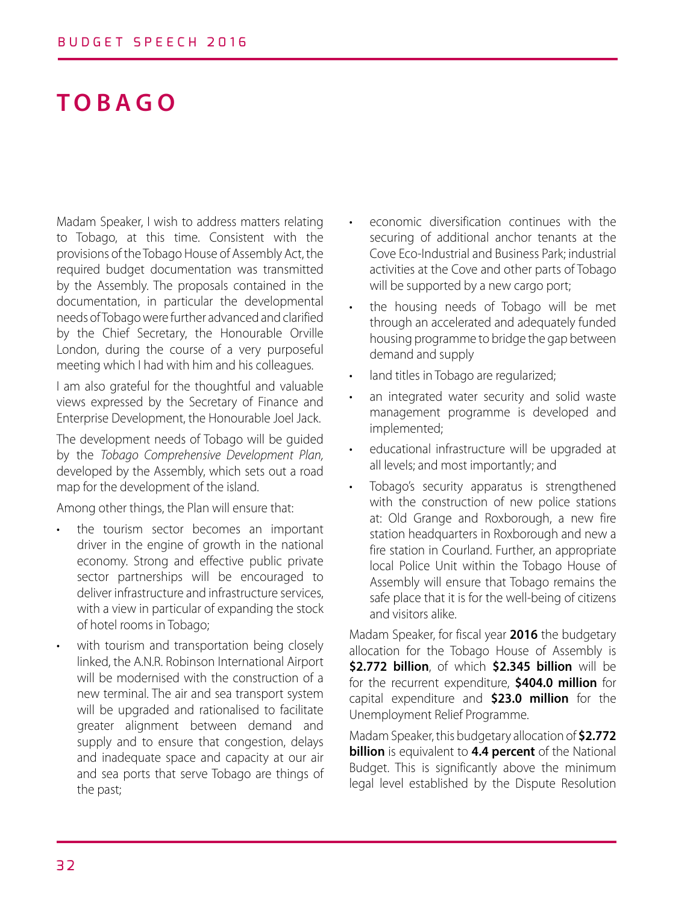# TOBAGO

Madam Speaker, I wish to address matters relating to Tobago, at this time. Consistent with the provisions of the Tobago House of Assembly Act, the required budget documentation was transmitted by the Assembly. The proposals contained in the documentation, in particular the developmental needs of Tobago were further advanced and clarified by the Chief Secretary, the Honourable Orville London, during the course of a very purposeful meeting which I had with him and his colleagues.

I am also grateful for the thoughtful and valuable views expressed by the Secretary of Finance and Enterprise Development, the Honourable Joel Jack.

The development needs of Tobago will be guided by the *Tobago Comprehensive Development Plan,* developed by the Assembly, which sets out a road map for the development of the island.

Among other things, the Plan will ensure that:

- the tourism sector becomes an important driver in the engine of growth in the national economy. Strong and effective public private sector partnerships will be encouraged to deliver infrastructure and infrastructure services, with a view in particular of expanding the stock of hotel rooms in Tobago;
- with tourism and transportation being closely linked, the A.N.R. Robinson International Airport will be modernised with the construction of a new terminal. The air and sea transport system will be upgraded and rationalised to facilitate greater alignment between demand and supply and to ensure that congestion, delays and inadequate space and capacity at our air and sea ports that serve Tobago are things of the past;
- economic diversification continues with the securing of additional anchor tenants at the Cove Eco-Industrial and Business Park; industrial activities at the Cove and other parts of Tobago will be supported by a new cargo port;
- the housing needs of Tobago will be met through an accelerated and adequately funded housing programme to bridge the gap between demand and supply
- land titles in Tobago are regularized;
- an integrated water security and solid waste management programme is developed and implemented;
- educational infrastructure will be upgraded at all levels; and most importantly; and
- Tobago's security apparatus is strengthened with the construction of new police stations at: Old Grange and Roxborough, a new fire station headquarters in Roxborough and new a fire station in Courland. Further, an appropriate local Police Unit within the Tobago House of Assembly will ensure that Tobago remains the safe place that it is for the well-being of citizens and visitors alike.

Madam Speaker, for fiscal year **2016** the budgetary allocation for the Tobago House of Assembly is **$2.772 billion**, of which **$2.345 billion** will be for the recurrent expenditure, **$404.0 million** for capital expenditure and **$23.0 million** for the Unemployment Relief Programme.

Madam Speaker, this budgetary allocation of **$2.772 billion** is equivalent to **4.4 percent** of the National Budget. This is significantly above the minimum legal level established by the Dispute Resolution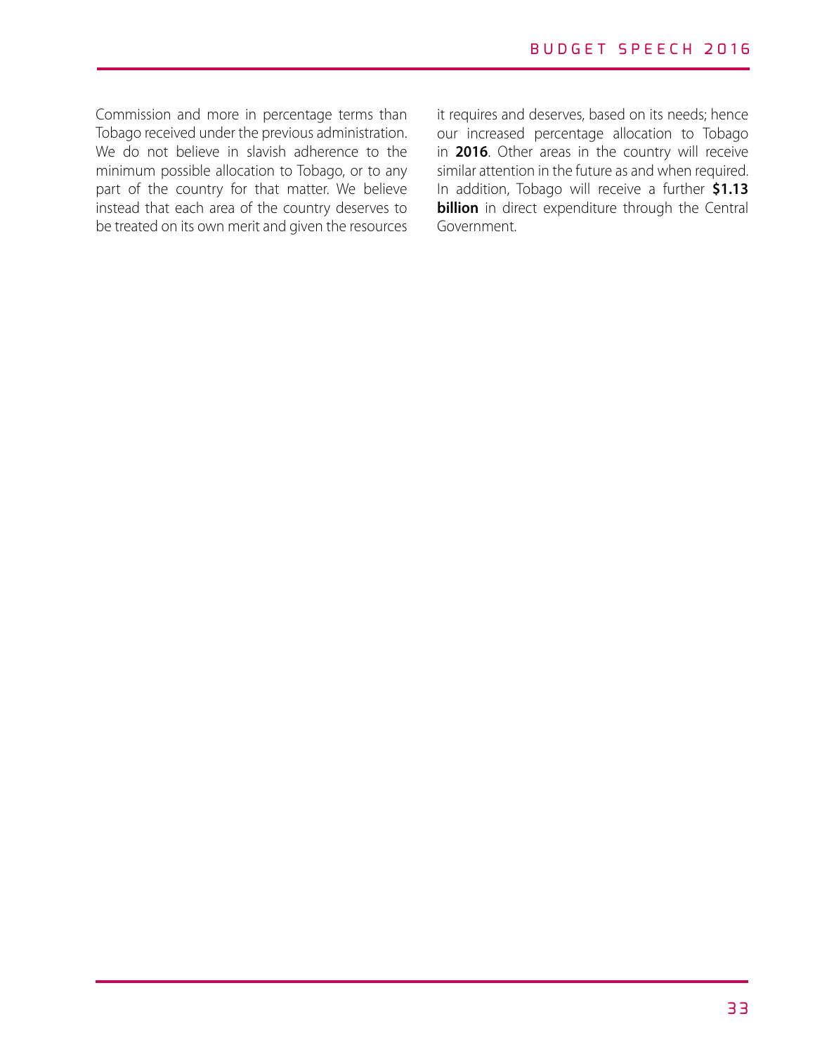Commission and more in percentage terms than Tobago received under the previous administration. We do not believe in slavish adherence to the minimum possible allocation to Tobago, or to any part of the country for that matter. We believe instead that each area of the country deserves to be treated on its own merit and given the resources it requires and deserves, based on its needs; hence our increased percentage allocation to Tobago in **2016**. Other areas in the country will receive similar attention in the future as and when required. In addition, Tobago will receive a further **$1.13 billion** in direct expenditure through the Central Government.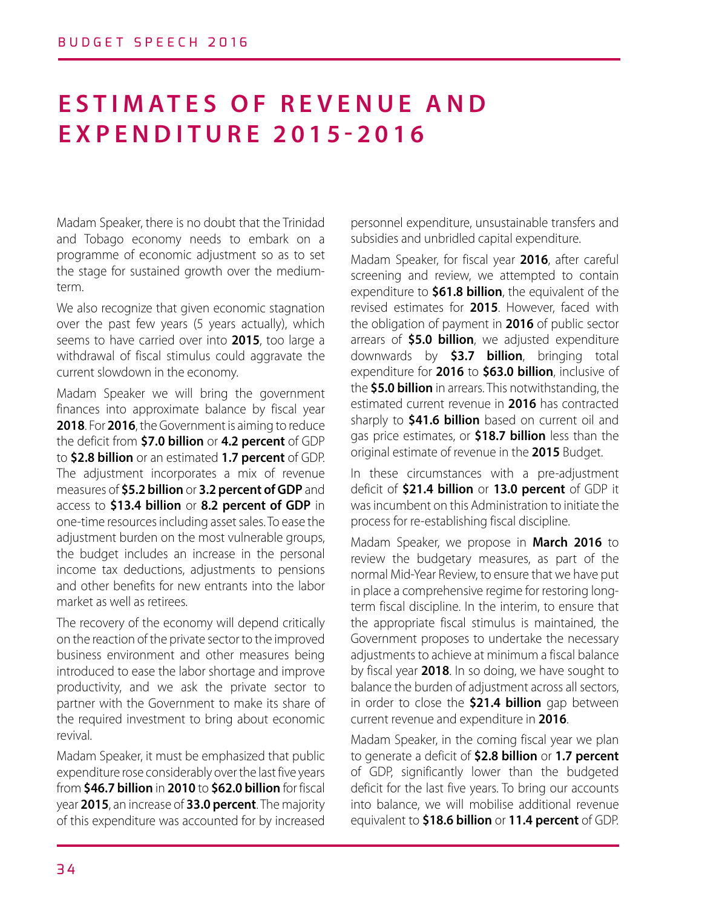# ESTIMATES OF REVENUE AND EXPENDITURE 2015-2016

Madam Speaker, there is no doubt that the Trinidad and Tobago economy needs to embark on a programme of economic adjustment so as to set the stage for sustained growth over the medium-term.

We also recognize that given economic stagnation over the past few years (5 years actually), which seems to have carried over into **2015**, too large a withdrawal of fiscal stimulus could aggravate the current slowdown in the economy.

Madam Speaker we will bring the government finances into approximate balance by fiscal year **2018**. For **2016**, the Government is aiming to reduce the deficit from **$7.0 billion** or **4.2 percent** of GDP to **$2.8 billion** or an estimated **1.7 percent** of GDP. The adjustment incorporates a mix of revenue measures of **$5.2 billion** or **3.2 percent of GDP** and access to **$13.4 billion** or **8.2 percent of GDP** in one-time resources including asset sales. To ease the adjustment burden on the most vulnerable groups, the budget includes an increase in the personal income tax deductions, adjustments to pensions and other benefits for new entrants into the labor market as well as retirees.

The recovery of the economy will depend critically on the reaction of the private sector to the improved business environment and other measures being introduced to ease the labor shortage and improve productivity, and we ask the private sector to partner with the Government to make its share of the required investment to bring about economic revival.

Madam Speaker, it must be emphasized that public expenditure rose considerably over the last five years from **$46.7 billion** in **2010** to **$62.0 billion** for fiscal year **2015**, an increase of **33.0 percent**. The majority of this expenditure was accounted for by increased personnel expenditure, unsustainable transfers and subsidies and unbridled capital expenditure.

Madam Speaker, for fiscal year **2016**, after careful screening and review, we attempted to contain expenditure to **$61.8 billion**, the equivalent of the revised estimates for **2015**. However, faced with the obligation of payment in **2016** of public sector arrears of **$5.0 billion**, we adjusted expenditure downwards by **$3.7 billion**, bringing total expenditure for **2016** to **$63.0 billion**, inclusive of the **$5.0 billion** in arrears. This notwithstanding, the estimated current revenue in **2016** has contracted sharply to **$41.6 billion** based on current oil and gas price estimates, or **$18.7 billion** less than the original estimate of revenue in the **2015** Budget.

In these circumstances with a pre-adjustment deficit of **$21.4 billion** or **13.0 percent** of GDP it was incumbent on this Administration to initiate the process for re-establishing fiscal discipline.

Madam Speaker, we propose in **March 2016** to review the budgetary measures, as part of the normal Mid-Year Review, to ensure that we have put in place a comprehensive regime for restoring long-term fiscal discipline. In the interim, to ensure that the appropriate fiscal stimulus is maintained, the Government proposes to undertake the necessary adjustments to achieve at minimum a fiscal balance by fiscal year **2018**. In so doing, we have sought to balance the burden of adjustment across all sectors, in order to close the **$21.4 billion** gap between current revenue and expenditure in **2016**.

Madam Speaker, in the coming fiscal year we plan to generate a deficit of **$2.8 billion** or **1.7 percent** of GDP, significantly lower than the budgeted deficit for the last five years. To bring our accounts into balance, we will mobilise additional revenue equivalent to **$18.6 billion** or **11.4 percent** of GDP.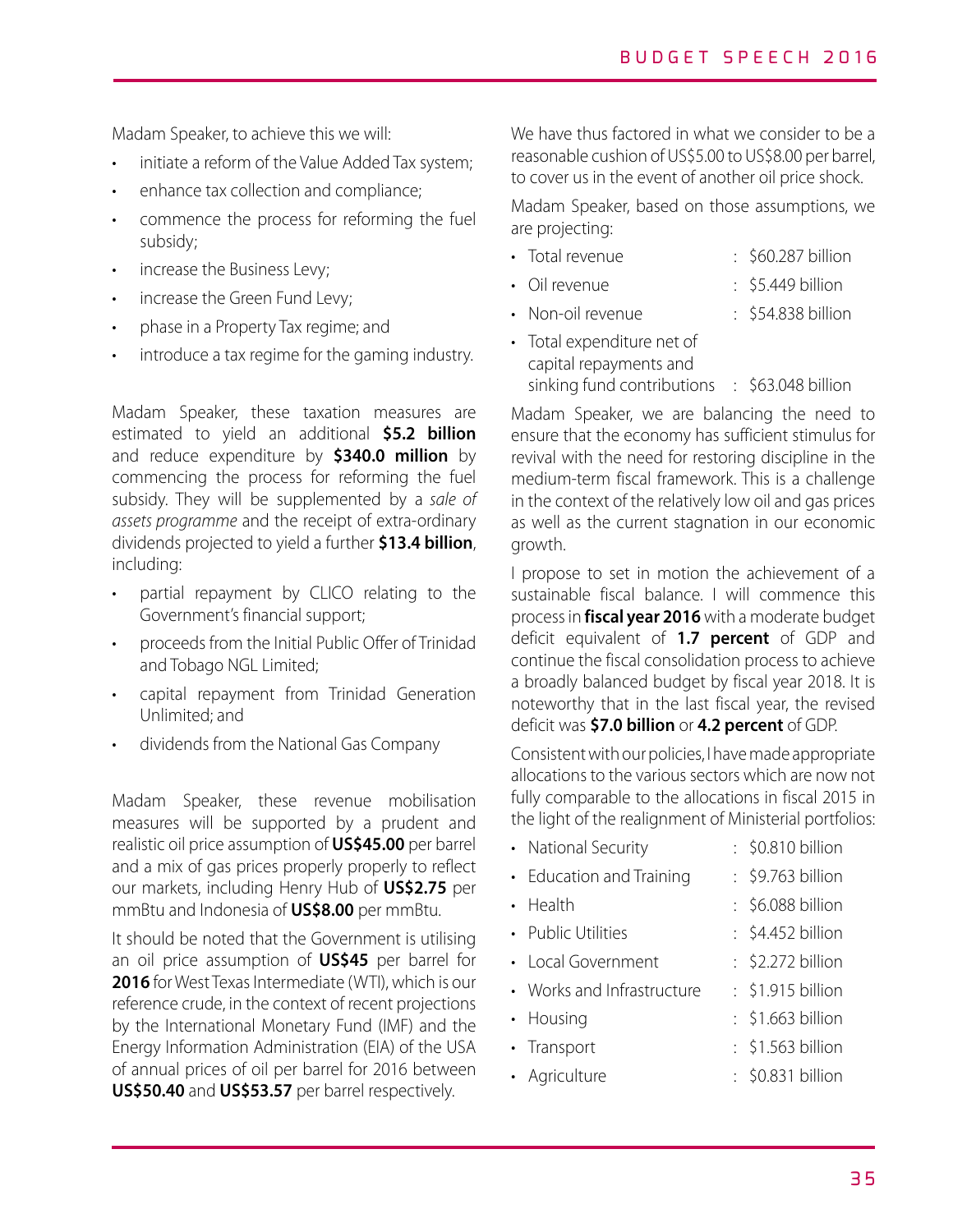Madam Speaker, to achieve this we will:

- initiate a reform of the Value Added Tax system;
- enhance tax collection and compliance;
- commence the process for reforming the fuel subsidy;
- increase the Business Levy;
- increase the Green Fund Levy;
- phase in a Property Tax regime; and
- introduce a tax regime for the gaming industry.

Madam Speaker, these taxation measures are estimated to yield an additional **$5.2 billion** and reduce expenditure by **$340.0 million** by commencing the process for reforming the fuel subsidy. They will be supplemented by a *sale of assets programme* and the receipt of extra-ordinary dividends projected to yield a further **$13.4 billion**, including:

- partial repayment by CLICO relating to the Government's financial support;
- proceeds from the Initial Public Offer of Trinidad and Tobago NGL Limited;
- capital repayment from Trinidad Generation Unlimited; and
- dividends from the National Gas Company

Madam Speaker, these revenue mobilisation measures will be supported by a prudent and realistic oil price assumption of **US$45.00** per barrel and a mix of gas prices properly properly to reflect our markets, including Henry Hub of **US$2.75** per mmBtu and Indonesia of **US$8.00** per mmBtu.

It should be noted that the Government is utilising an oil price assumption of **US$45** per barrel for **2016** for West Texas Intermediate (WTI), which is our reference crude, in the context of recent projections by the International Monetary Fund (IMF) and the Energy Information Administration (EIA) of the USA of annual prices of oil per barrel for 2016 between **US$50.40** and **US$53.57** per barrel respectively.

We have thus factored in what we consider to be a reasonable cushion of US$5.00 to US$8.00 per barrel, to cover us in the event of another oil price shock.

Madam Speaker, based on those assumptions, we are projecting:

- Total revenue : $60.287 billion
- Oil revenue : $5.449 billion
- Non-oil revenue : $54.838 billion
- Total expenditure net of capital repayments and sinking fund contributions : $63.048 billion

Madam Speaker, we are balancing the need to ensure that the economy has sufficient stimulus for revival with the need for restoring discipline in the medium-term fiscal framework. This is a challenge in the context of the relatively low oil and gas prices as well as the current stagnation in our economic growth.

I propose to set in motion the achievement of a sustainable fiscal balance. I will commence this process in **fiscal year 2016** with a moderate budget deficit equivalent of **1.7 percent** of GDP and continue the fiscal consolidation process to achieve a broadly balanced budget by fiscal year 2018. It is noteworthy that in the last fiscal year, the revised deficit was **$7.0 billion** or **4.2 percent** of GDP.

Consistent with our policies, I have made appropriate allocations to the various sectors which are now not fully comparable to the allocations in fiscal 2015 in the light of the realignment of Ministerial portfolios:

- National Security : $0.810 billion
- Education and Training : $9.763 billion
- Health : $6.088 billion
- Public Utilities : $4.452 billion
- Local Government : $2.272 billion
- Works and Infrastructure : $1.915 billion
- Housing : $1.663 billion
- Transport : $1.563 billion
- Agriculture : $0.831 billion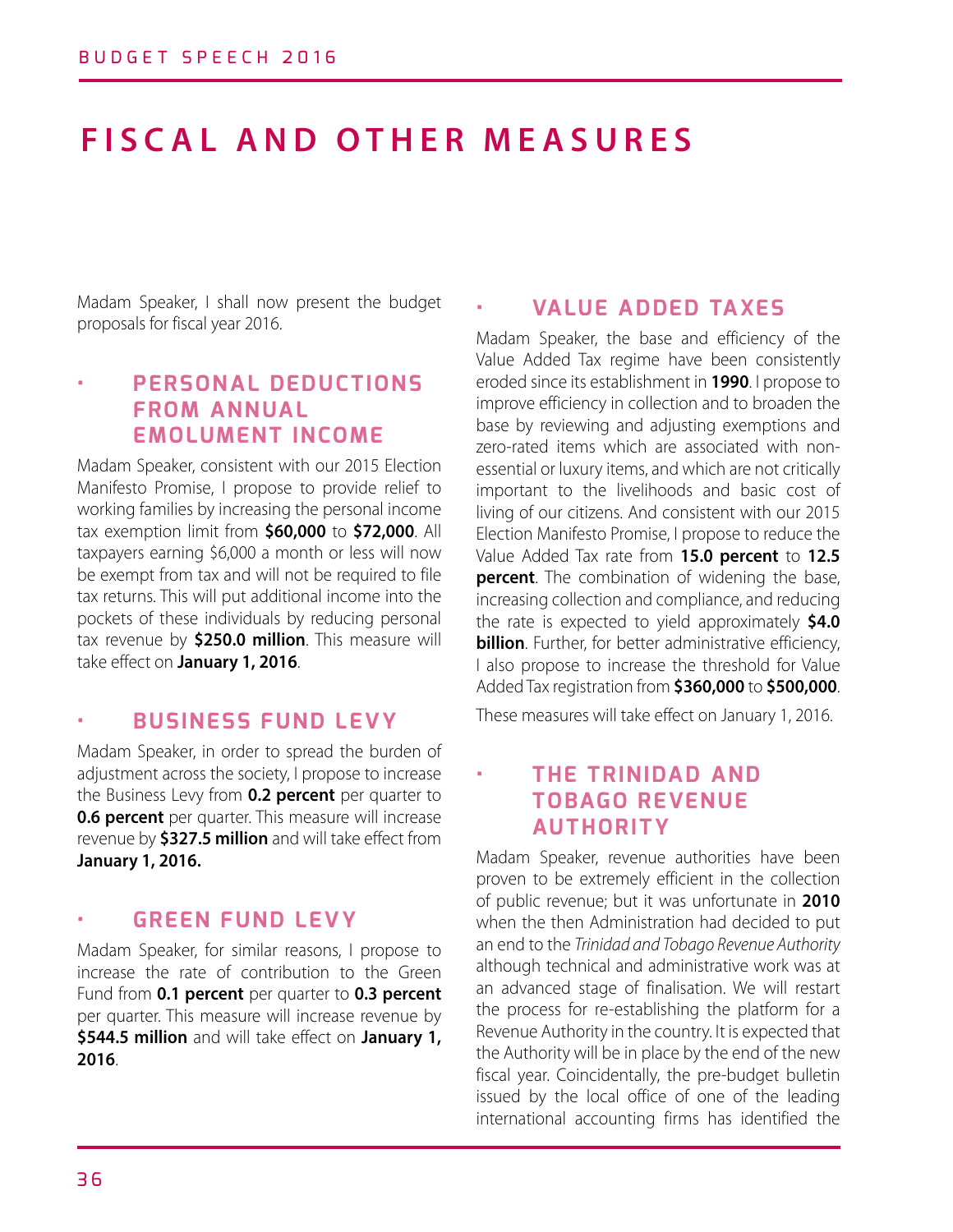# FISCAL AND OTHER MEASURES

Madam Speaker, I shall now present the budget proposals for fiscal year 2016.

## PERSONAL DEDUCTIONS FROM ANNUAL EMOLUMENT INCOME

Madam Speaker, consistent with our 2015 Election Manifesto Promise, I propose to provide relief to working families by increasing the personal income tax exemption limit from **$60,000** to **$72,000**. All taxpayers earning $6,000 a month or less will now be exempt from tax and will not be required to file tax returns. This will put additional income into the pockets of these individuals by reducing personal tax revenue by **$250.0 million**. This measure will take effect on **January 1, 2016**.

## BUSINESS FUND LEVY

Madam Speaker, in order to spread the burden of adjustment across the society, I propose to increase the Business Levy from **0.2 percent** per quarter to **0.6 percent** per quarter. This measure will increase revenue by **$327.5 million** and will take effect from **January 1, 2016.**

## GREEN FUND LEVY

Madam Speaker, for similar reasons, I propose to increase the rate of contribution to the Green Fund from **0.1 percent** per quarter to **0.3 percent** per quarter. This measure will increase revenue by **$544.5 million** and will take effect on **January 1, 2016**.

## VALUE ADDED TAXES

Madam Speaker, the base and efficiency of the Value Added Tax regime have been consistently eroded since its establishment in **1990**. I propose to improve efficiency in collection and to broaden the base by reviewing and adjusting exemptions and zero-rated items which are associated with non-essential or luxury items, and which are not critically important to the livelihoods and basic cost of living of our citizens. And consistent with our 2015 Election Manifesto Promise, I propose to reduce the Value Added Tax rate from **15.0 percent** to **12.5 percent**. The combination of widening the base, increasing collection and compliance, and reducing the rate is expected to yield approximately **$4.0 billion**. Further, for better administrative efficiency, I also propose to increase the threshold for Value Added Tax registration from **$360,000** to **$500,000**.

These measures will take effect on January 1, 2016.

## THE TRINIDAD AND TOBAGO REVENUE AUTHORITY

Madam Speaker, revenue authorities have been proven to be extremely efficient in the collection of public revenue; but it was unfortunate in **2010** when the then Administration had decided to put an end to the *Trinidad and Tobago Revenue Authority* although technical and administrative work was at an advanced stage of finalisation. We will restart the process for re-establishing the platform for a Revenue Authority in the country. It is expected that the Authority will be in place by the end of the new fiscal year. Coincidentally, the pre-budget bulletin issued by the local office of one of the leading international accounting firms has identified the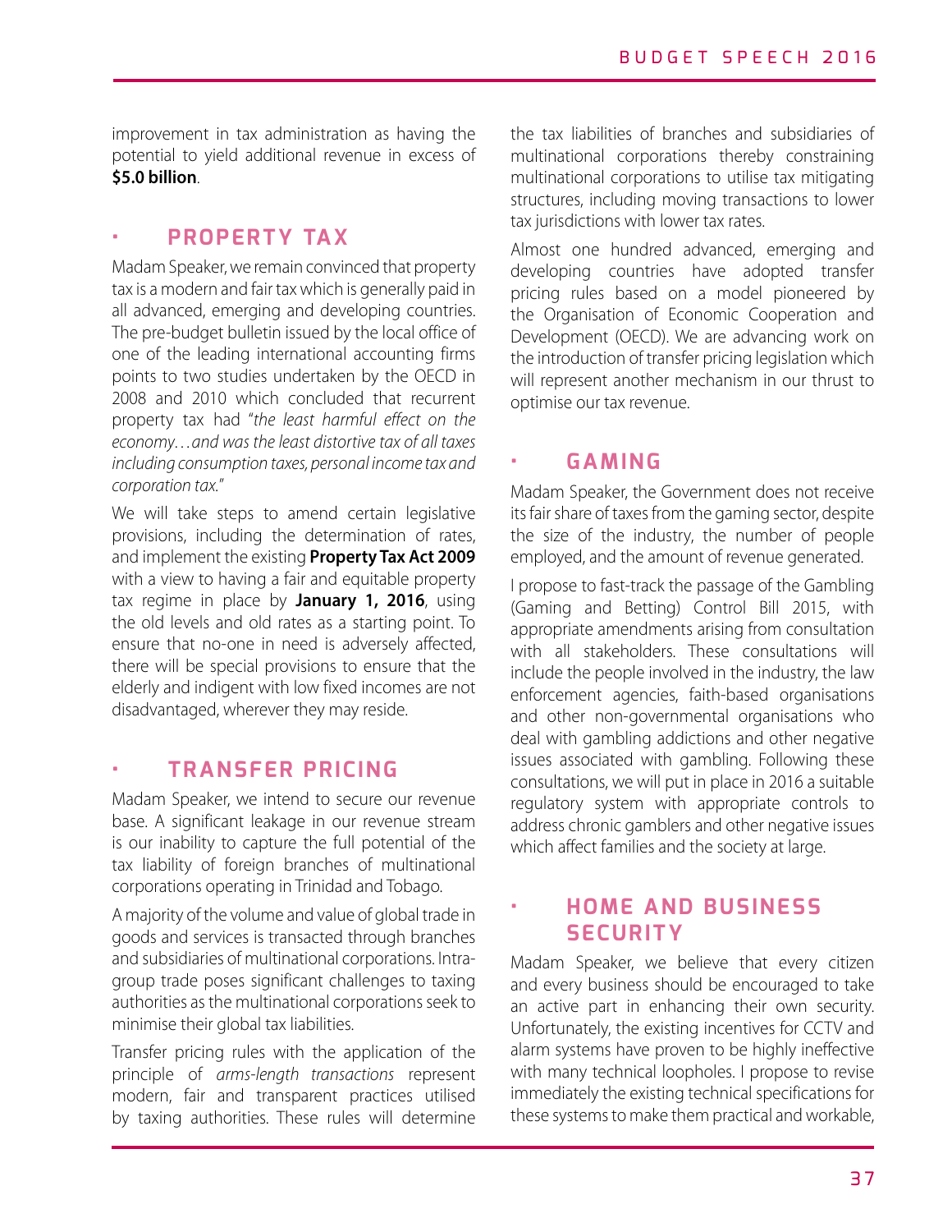improvement in tax administration as having the potential to yield additional revenue in excess of **$5.0 billion**.

## • PROPERTY TAX

Madam Speaker, we remain convinced that property tax is a modern and fair tax which is generally paid in all advanced, emerging and developing countries. The pre-budget bulletin issued by the local office of one of the leading international accounting firms points to two studies undertaken by the OECD in 2008 and 2010 which concluded that recurrent property tax had "*the least harmful effect on the economy…and was the least distortive tax of all taxes including consumption taxes, personal income tax and corporation tax.*"

We will take steps to amend certain legislative provisions, including the determination of rates, and implement the existing **Property Tax Act 2009** with a view to having a fair and equitable property tax regime in place by **January 1, 2016**, using the old levels and old rates as a starting point. To ensure that no-one in need is adversely affected, there will be special provisions to ensure that the elderly and indigent with low fixed incomes are not disadvantaged, wherever they may reside.

## • TRANSFER PRICING

Madam Speaker, we intend to secure our revenue base. A significant leakage in our revenue stream is our inability to capture the full potential of the tax liability of foreign branches of multinational corporations operating in Trinidad and Tobago.

A majority of the volume and value of global trade in goods and services is transacted through branches and subsidiaries of multinational corporations. Intra-group trade poses significant challenges to taxing authorities as the multinational corporations seek to minimise their global tax liabilities.

Transfer pricing rules with the application of the principle of *arms-length transactions* represent modern, fair and transparent practices utilised by taxing authorities. These rules will determine the tax liabilities of branches and subsidiaries of multinational corporations thereby constraining multinational corporations to utilise tax mitigating structures, including moving transactions to lower tax jurisdictions with lower tax rates.

Almost one hundred advanced, emerging and developing countries have adopted transfer pricing rules based on a model pioneered by the Organisation of Economic Cooperation and Development (OECD). We are advancing work on the introduction of transfer pricing legislation which will represent another mechanism in our thrust to optimise our tax revenue.

## • GAMING

Madam Speaker, the Government does not receive its fair share of taxes from the gaming sector, despite the size of the industry, the number of people employed, and the amount of revenue generated.

I propose to fast-track the passage of the Gambling (Gaming and Betting) Control Bill 2015, with appropriate amendments arising from consultation with all stakeholders. These consultations will include the people involved in the industry, the law enforcement agencies, faith-based organisations and other non-governmental organisations who deal with gambling addictions and other negative issues associated with gambling. Following these consultations, we will put in place in 2016 a suitable regulatory system with appropriate controls to address chronic gamblers and other negative issues which affect families and the society at large.

## • HOME AND BUSINESS SECURITY

Madam Speaker, we believe that every citizen and every business should be encouraged to take an active part in enhancing their own security. Unfortunately, the existing incentives for CCTV and alarm systems have proven to be highly ineffective with many technical loopholes. I propose to revise immediately the existing technical specifications for these systems to make them practical and workable,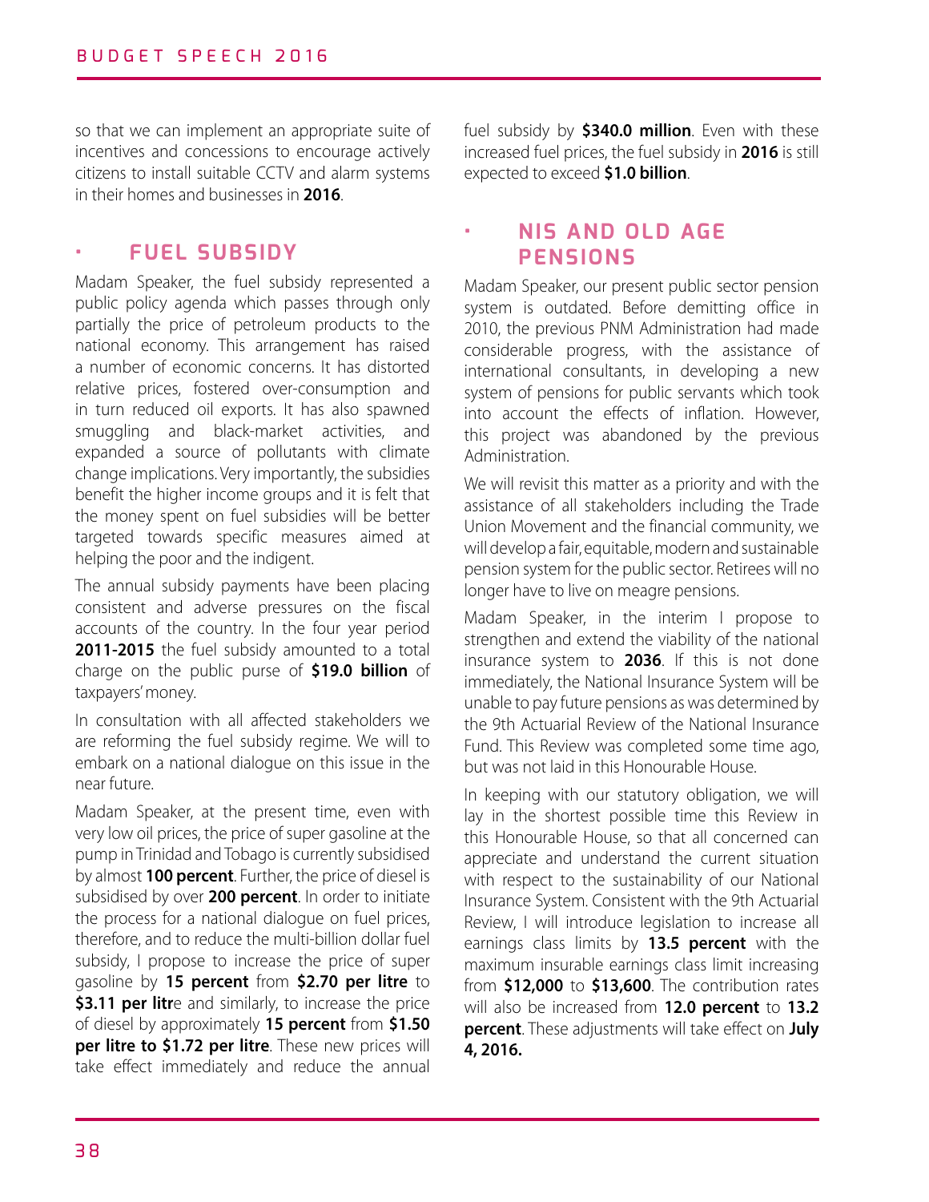so that we can implement an appropriate suite of incentives and concessions to encourage actively citizens to install suitable CCTV and alarm systems in their homes and businesses in **2016**.

## FUEL SUBSIDY

Madam Speaker, the fuel subsidy represented a public policy agenda which passes through only partially the price of petroleum products to the national economy. This arrangement has raised a number of economic concerns. It has distorted relative prices, fostered over-consumption and in turn reduced oil exports. It has also spawned smuggling and black-market activities, and expanded a source of pollutants with climate change implications. Very importantly, the subsidies benefit the higher income groups and it is felt that the money spent on fuel subsidies will be better targeted towards specific measures aimed at helping the poor and the indigent.

The annual subsidy payments have been placing consistent and adverse pressures on the fiscal accounts of the country. In the four year period **2011-2015** the fuel subsidy amounted to a total charge on the public purse of **$19.0 billion** of taxpayers' money.

In consultation with all affected stakeholders we are reforming the fuel subsidy regime. We will to embark on a national dialogue on this issue in the near future.

Madam Speaker, at the present time, even with very low oil prices, the price of super gasoline at the pump in Trinidad and Tobago is currently subsidised by almost **100 percent**. Further, the price of diesel is subsidised by over **200 percent**. In order to initiate the process for a national dialogue on fuel prices, therefore, and to reduce the multi-billion dollar fuel subsidy, I propose to increase the price of super gasoline by **15 percent** from **$2.70 per litre** to **$3.11 per litr**e and similarly, to increase the price of diesel by approximately **15 percent** from **$1.50 per litre to $1.72 per litre**. These new prices will take effect immediately and reduce the annual fuel subsidy by **$340.0 million**. Even with these increased fuel prices, the fuel subsidy in **2016** is still expected to exceed **$1.0 billion**.

## NIS AND OLD AGE PENSIONS

Madam Speaker, our present public sector pension system is outdated. Before demitting office in 2010, the previous PNM Administration had made considerable progress, with the assistance of international consultants, in developing a new system of pensions for public servants which took into account the effects of inflation. However, this project was abandoned by the previous Administration.

We will revisit this matter as a priority and with the assistance of all stakeholders including the Trade Union Movement and the financial community, we will develop a fair, equitable, modern and sustainable pension system for the public sector. Retirees will no longer have to live on meagre pensions.

Madam Speaker, in the interim I propose to strengthen and extend the viability of the national insurance system to **2036**. If this is not done immediately, the National Insurance System will be unable to pay future pensions as was determined by the 9th Actuarial Review of the National Insurance Fund. This Review was completed some time ago, but was not laid in this Honourable House.

In keeping with our statutory obligation, we will lay in the shortest possible time this Review in this Honourable House, so that all concerned can appreciate and understand the current situation with respect to the sustainability of our National Insurance System. Consistent with the 9th Actuarial Review, I will introduce legislation to increase all earnings class limits by **13.5 percent** with the maximum insurable earnings class limit increasing from **$12,000** to **$13,600**. The contribution rates will also be increased from **12.0 percent** to **13.2 percent**. These adjustments will take effect on **July 4, 2016.**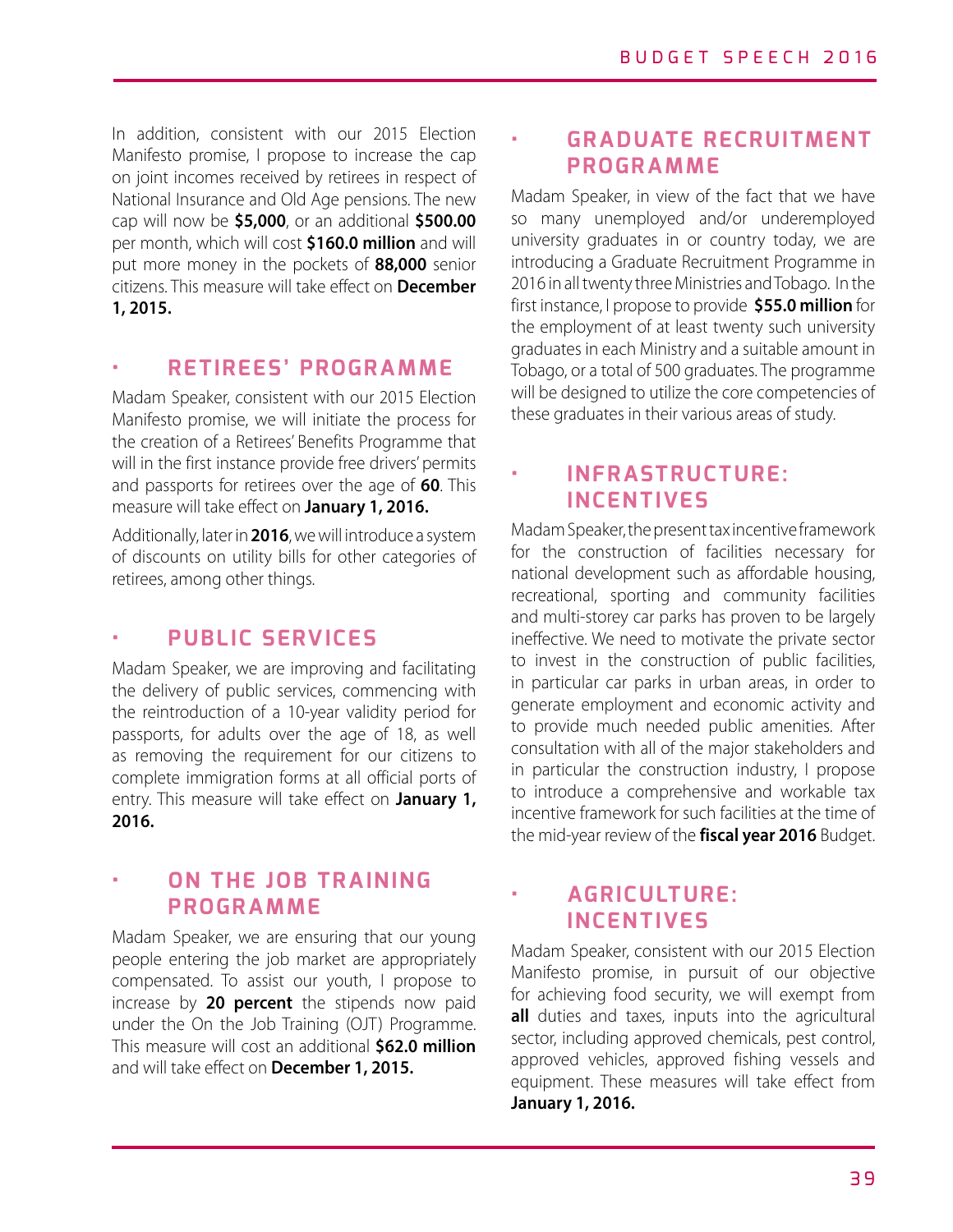In addition, consistent with our 2015 Election Manifesto promise, I propose to increase the cap on joint incomes received by retirees in respect of National Insurance and Old Age pensions. The new cap will now be **$5,000**, or an additional **$500.00** per month, which will cost **$160.0 million** and will put more money in the pockets of **88,000** senior citizens. This measure will take effect on **December 1, 2015.**

## • RETIREES' PROGRAMME

Madam Speaker, consistent with our 2015 Election Manifesto promise, we will initiate the process for the creation of a Retirees' Benefits Programme that will in the first instance provide free drivers' permits and passports for retirees over the age of **60**. This measure will take effect on **January 1, 2016.**

Additionally, later in **2016**, we will introduce a system of discounts on utility bills for other categories of retirees, among other things.

## • PUBLIC SERVICES

Madam Speaker, we are improving and facilitating the delivery of public services, commencing with the reintroduction of a 10-year validity period for passports, for adults over the age of 18, as well as removing the requirement for our citizens to complete immigration forms at all official ports of entry. This measure will take effect on **January 1, 2016.**

## • ON THE JOB TRAINING PROGRAMME

Madam Speaker, we are ensuring that our young people entering the job market are appropriately compensated. To assist our youth, I propose to increase by **20 percent** the stipends now paid under the On the Job Training (OJT) Programme. This measure will cost an additional **$62.0 million** and will take effect on **December 1, 2015.**

## • GRADUATE RECRUITMENT PROGRAMME

Madam Speaker, in view of the fact that we have so many unemployed and/or underemployed university graduates in or country today, we are introducing a Graduate Recruitment Programme in 2016 in all twenty three Ministries and Tobago. In the first instance, I propose to provide **$55.0 million** for the employment of at least twenty such university graduates in each Ministry and a suitable amount in Tobago, or a total of 500 graduates. The programme will be designed to utilize the core competencies of these graduates in their various areas of study.

## • INFRASTRUCTURE: INCENTIVES

Madam Speaker, the present tax incentive framework for the construction of facilities necessary for national development such as affordable housing, recreational, sporting and community facilities and multi-storey car parks has proven to be largely ineffective. We need to motivate the private sector to invest in the construction of public facilities, in particular car parks in urban areas, in order to generate employment and economic activity and to provide much needed public amenities. After consultation with all of the major stakeholders and in particular the construction industry, I propose to introduce a comprehensive and workable tax incentive framework for such facilities at the time of the mid-year review of the **fiscal year 2016** Budget.

## • AGRICULTURE: INCENTIVES

Madam Speaker, consistent with our 2015 Election Manifesto promise, in pursuit of our objective for achieving food security, we will exempt from **all** duties and taxes, inputs into the agricultural sector, including approved chemicals, pest control, approved vehicles, approved fishing vessels and equipment. These measures will take effect from **January 1, 2016.**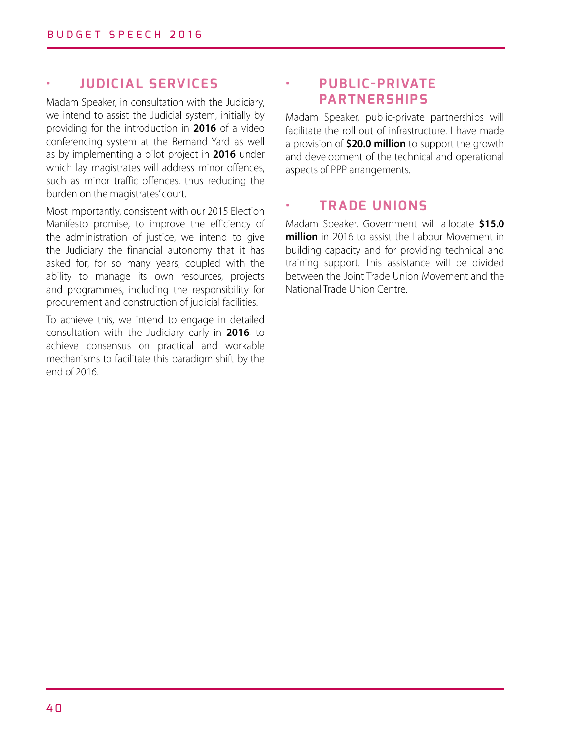## ▪ JUDICIAL SERVICES

Madam Speaker, in consultation with the Judiciary, we intend to assist the Judicial system, initially by providing for the introduction in **2016** of a video conferencing system at the Remand Yard as well as by implementing a pilot project in **2016** under which lay magistrates will address minor offences, such as minor traffic offences, thus reducing the burden on the magistrates' court.

Most importantly, consistent with our 2015 Election Manifesto promise, to improve the efficiency of the administration of justice, we intend to give the Judiciary the financial autonomy that it has asked for, for so many years, coupled with the ability to manage its own resources, projects and programmes, including the responsibility for procurement and construction of judicial facilities.

To achieve this, we intend to engage in detailed consultation with the Judiciary early in **2016**, to achieve consensus on practical and workable mechanisms to facilitate this paradigm shift by the end of 2016.

## ▪ PUBLIC-PRIVATE PARTNERSHIPS

Madam Speaker, public-private partnerships will facilitate the roll out of infrastructure. I have made a provision of **$20.0 million** to support the growth and development of the technical and operational aspects of PPP arrangements.

## ▪ TRADE UNIONS

Madam Speaker, Government will allocate **$15.0 million** in 2016 to assist the Labour Movement in building capacity and for providing technical and training support. This assistance will be divided between the Joint Trade Union Movement and the National Trade Union Centre.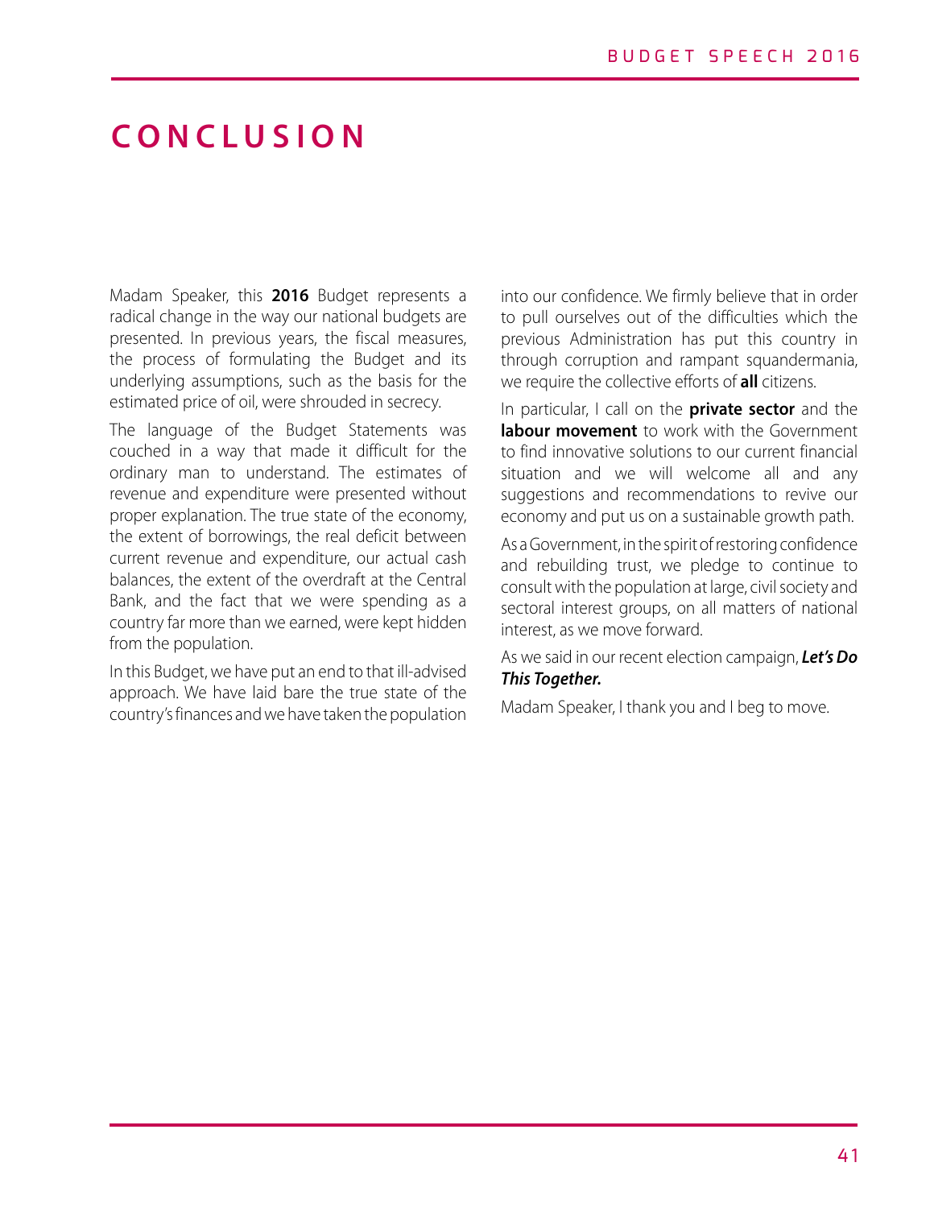# CONCLUSION

Madam Speaker, this **2016** Budget represents a radical change in the way our national budgets are presented. In previous years, the fiscal measures, the process of formulating the Budget and its underlying assumptions, such as the basis for the estimated price of oil, were shrouded in secrecy.

The language of the Budget Statements was couched in a way that made it difficult for the ordinary man to understand. The estimates of revenue and expenditure were presented without proper explanation. The true state of the economy, the extent of borrowings, the real deficit between current revenue and expenditure, our actual cash balances, the extent of the overdraft at the Central Bank, and the fact that we were spending as a country far more than we earned, were kept hidden from the population.

In this Budget, we have put an end to that ill-advised approach. We have laid bare the true state of the country's finances and we have taken the population into our confidence. We firmly believe that in order to pull ourselves out of the difficulties which the previous Administration has put this country in through corruption and rampant squandermania, we require the collective efforts of **all** citizens.

In particular, I call on the **private sector** and the **labour movement** to work with the Government to find innovative solutions to our current financial situation and we will welcome all and any suggestions and recommendations to revive our economy and put us on a sustainable growth path.

As a Government, in the spirit of restoring confidence and rebuilding trust, we pledge to continue to consult with the population at large, civil society and sectoral interest groups, on all matters of national interest, as we move forward.

As we said in our recent election campaign, ***Let's Do This Together.***

Madam Speaker, I thank you and I beg to move.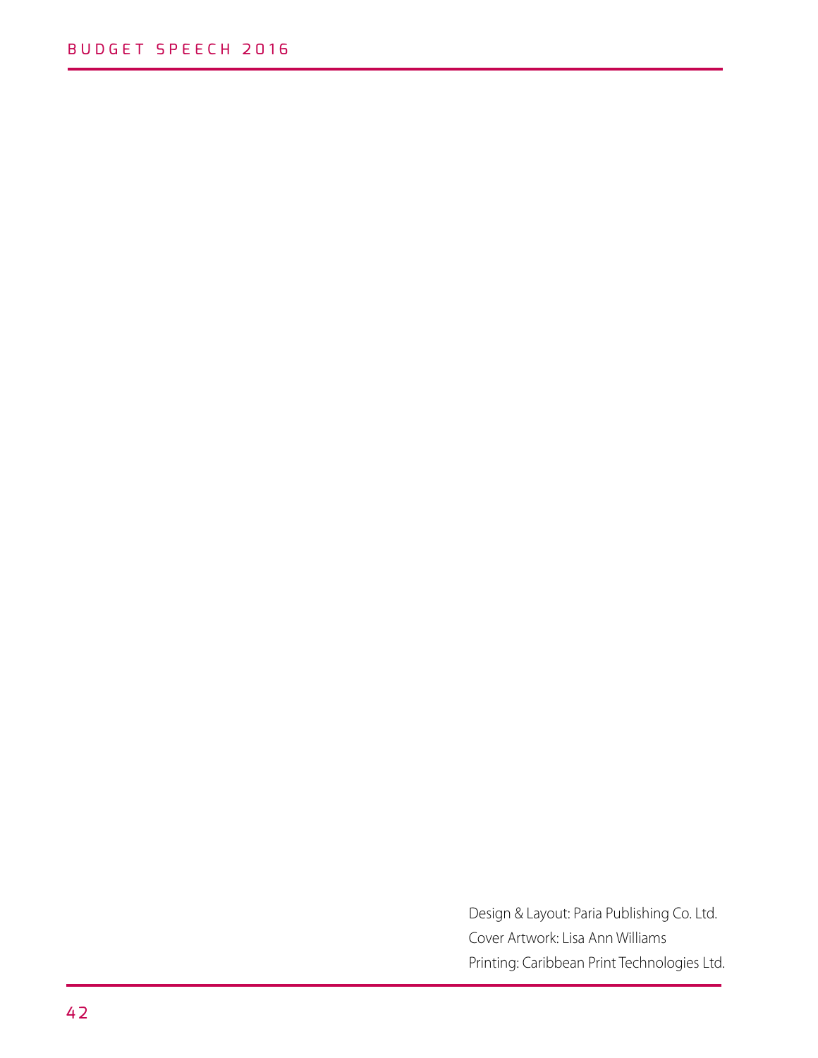Design & Layout: Paria Publishing Co. Ltd.
Cover Artwork: Lisa Ann Williams
Printing: Caribbean Print Technologies Ltd.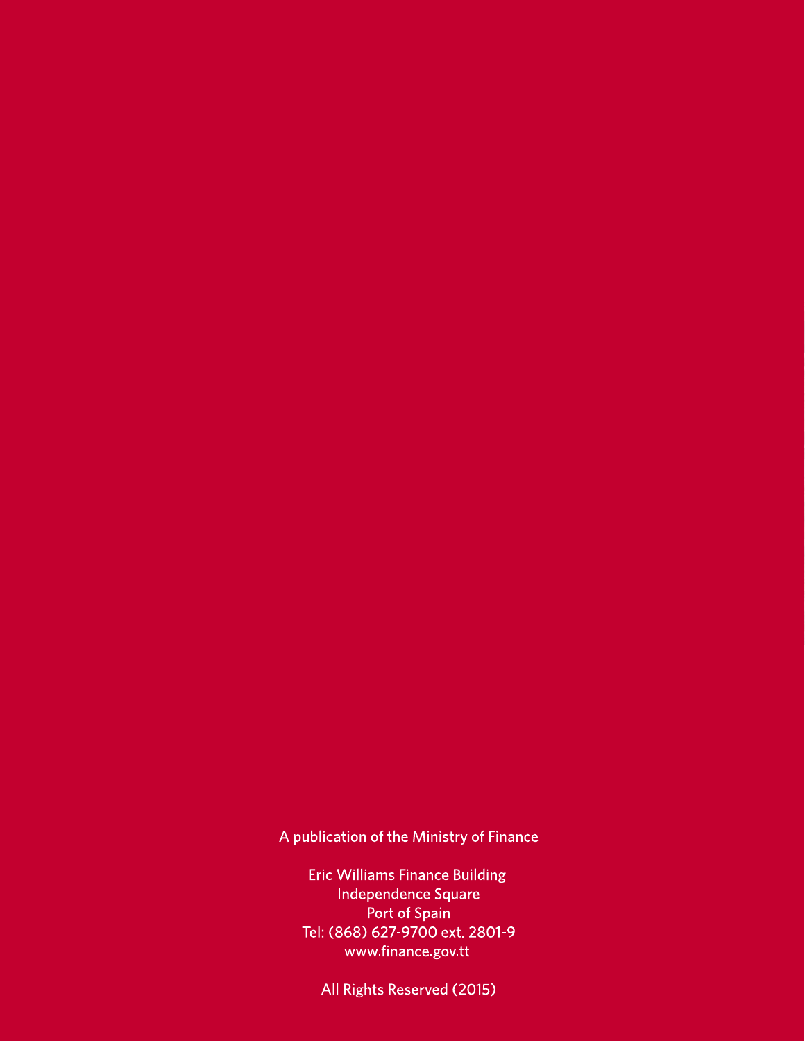A publication of the Ministry of Finance

Eric Williams Finance Building
Independence Square
Port of Spain
Tel: (868) 627-9700 ext. 2801-9
www.finance.gov.tt

All Rights Reserved (2015)